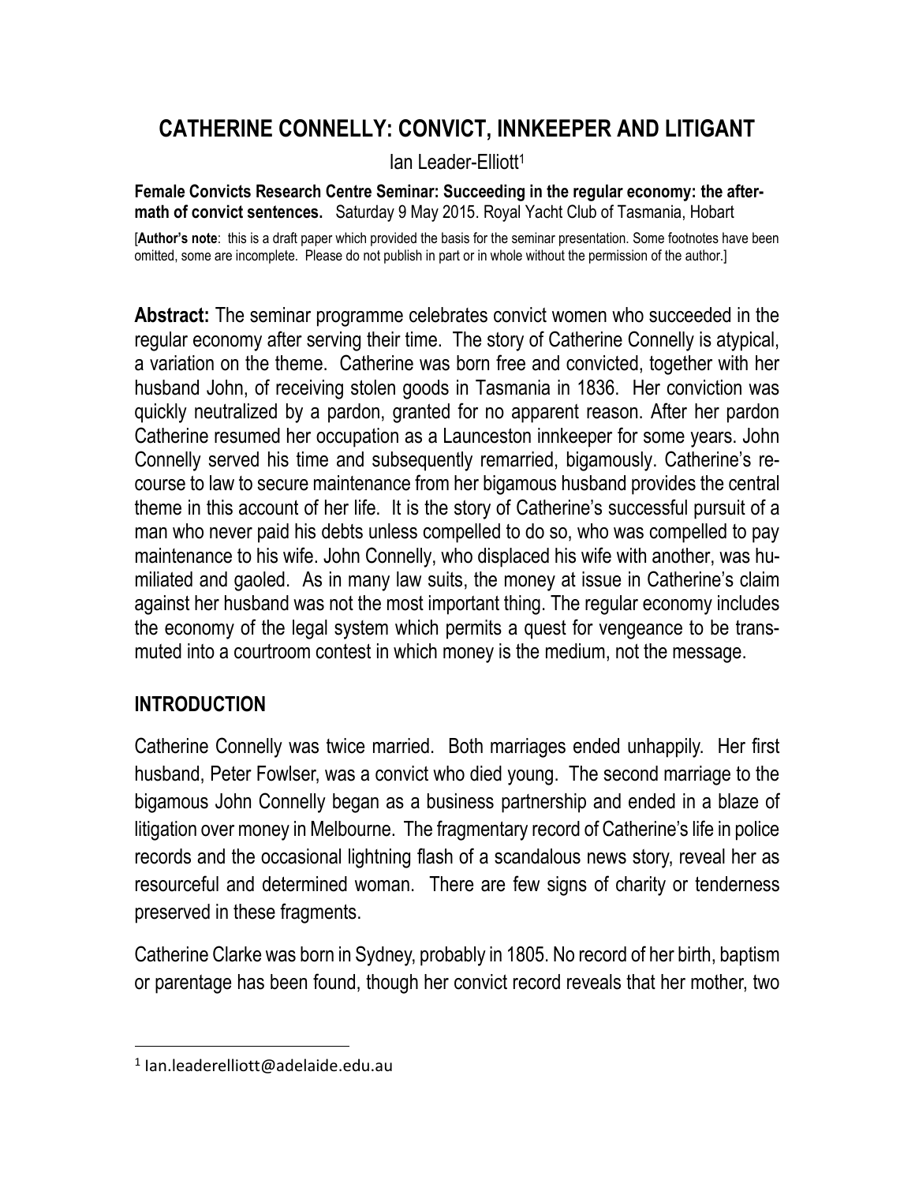# CATHERINE CONNELLY: CONVICT, INNKEEPER AND LITIGANT

Ian Leader-Elliott[1]

**Female Convicts Research Centre Seminar: Succeeding in the regular economy: the aftermath of convict sentences.** Saturday 9 May 2015. Royal Yacht Club of Tasmania, Hobart

[**Author's note**: this is a draft paper which provided the basis for the seminar presentation. Some footnotes have been omitted, some are incomplete. Please do not publish in part or in whole without the permission of the author.]

**Abstract:** The seminar programme celebrates convict women who succeeded in the regular economy after serving their time. The story of Catherine Connelly is atypical, a variation on the theme. Catherine was born free and convicted, together with her husband John, of receiving stolen goods in Tasmania in 1836. Her conviction was quickly neutralized by a pardon, granted for no apparent reason. After her pardon Catherine resumed her occupation as a Launceston innkeeper for some years. John Connelly served his time and subsequently remarried, bigamously. Catherine's recourse to law to secure maintenance from her bigamous husband provides the central theme in this account of her life. It is the story of Catherine's successful pursuit of a man who never paid his debts unless compelled to do so, who was compelled to pay maintenance to his wife. John Connelly, who displaced his wife with another, was humiliated and gaoled. As in many law suits, the money at issue in Catherine's claim against her husband was not the most important thing. The regular economy includes the economy of the legal system which permits a quest for vengeance to be transmuted into a courtroom contest in which money is the medium, not the message.

## INTRODUCTION

Catherine Connelly was twice married. Both marriages ended unhappily. Her first husband, Peter Fowlser, was a convict who died young. The second marriage to the bigamous John Connelly began as a business partnership and ended in a blaze of litigation over money in Melbourne. The fragmentary record of Catherine's life in police records and the occasional lightning flash of a scandalous news story, reveal her as resourceful and determined woman. There are few signs of charity or tenderness preserved in these fragments.

Catherine Clarke was born in Sydney, probably in 1805. No record of her birth, baptism or parentage has been found, though her convict record reveals that her mother, two

[1] Ian.leaderelliott@adelaide.edu.au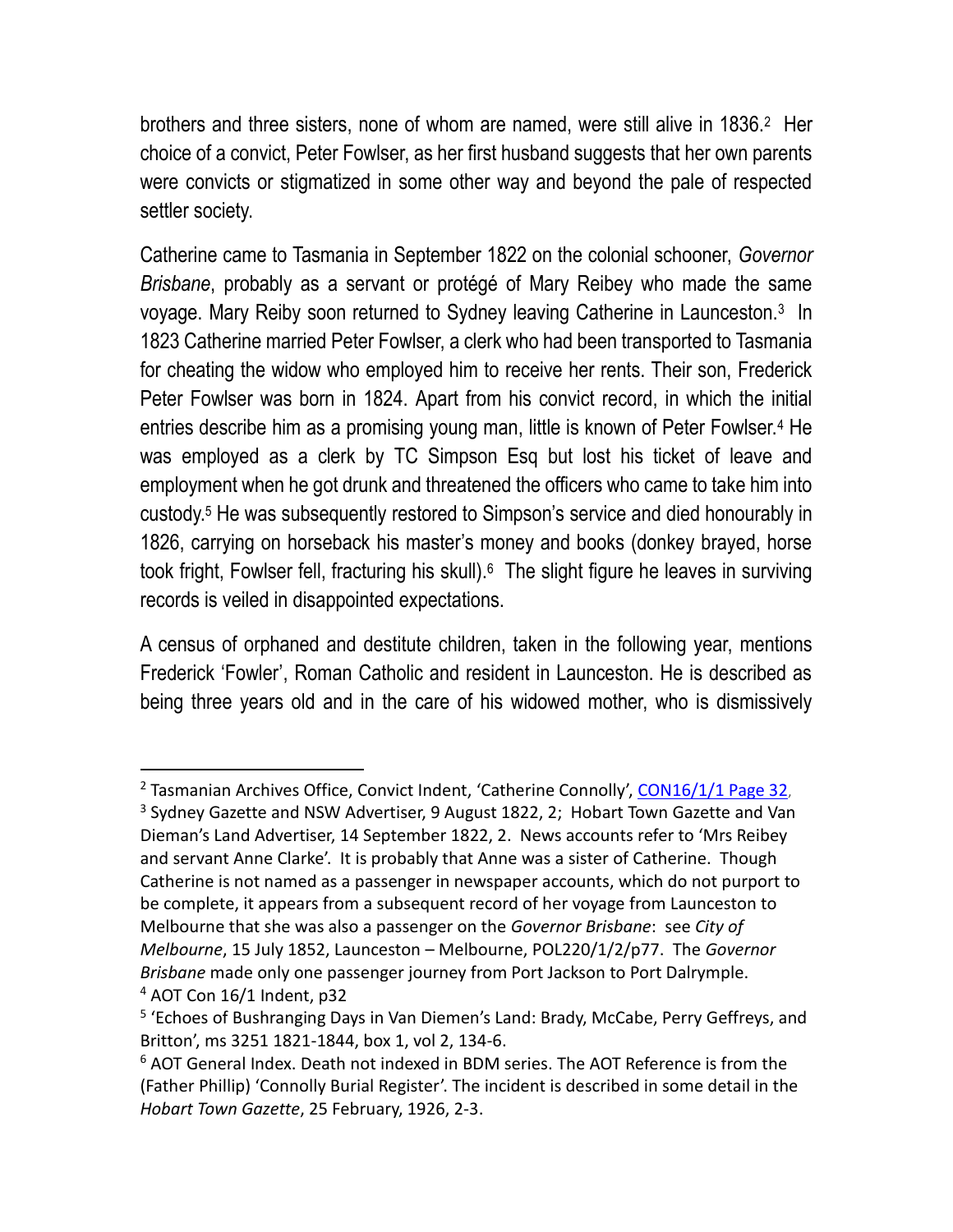brothers and three sisters, none of whom are named, were still alive in 1836.[2] Her choice of a convict, Peter Fowlser, as her first husband suggests that her own parents were convicts or stigmatized in some other way and beyond the pale of respected settler society.

Catherine came to Tasmania in September 1822 on the colonial schooner, *Governor Brisbane*, probably as a servant or protégé of Mary Reibey who made the same voyage. Mary Reiby soon returned to Sydney leaving Catherine in Launceston.[3] In 1823 Catherine married Peter Fowlser, a clerk who had been transported to Tasmania for cheating the widow who employed him to receive her rents. Their son, Frederick Peter Fowlser was born in 1824. Apart from his convict record, in which the initial entries describe him as a promising young man, little is known of Peter Fowlser.[4] He was employed as a clerk by TC Simpson Esq but lost his ticket of leave and employment when he got drunk and threatened the officers who came to take him into custody.[5] He was subsequently restored to Simpson's service and died honourably in 1826, carrying on horseback his master's money and books (donkey brayed, horse took fright, Fowlser fell, fracturing his skull).[6] The slight figure he leaves in surviving records is veiled in disappointed expectations.

A census of orphaned and destitute children, taken in the following year, mentions Frederick 'Fowler', Roman Catholic and resident in Launceston. He is described as being three years old and in the care of his widowed mother, who is dismissively

---

[2] Tasmanian Archives Office, Convict Indent, 'Catherine Connolly', CON16/1/1 Page 32,

[3] Sydney Gazette and NSW Advertiser, 9 August 1822, 2; Hobart Town Gazette and Van Dieman's Land Advertiser, 14 September 1822, 2. News accounts refer to 'Mrs Reibey and servant Anne Clarke'. It is probably that Anne was a sister of Catherine. Though Catherine is not named as a passenger in newspaper accounts, which do not purport to be complete, it appears from a subsequent record of her voyage from Launceston to Melbourne that she was also a passenger on the *Governor Brisbane*: see *City of Melbourne*, 15 July 1852, Launceston – Melbourne, POL220/1/2/p77. The *Governor Brisbane* made only one passenger journey from Port Jackson to Port Dalrymple.

[4] AOT Con 16/1 Indent, p32

[5] 'Echoes of Bushranging Days in Van Diemen's Land: Brady, McCabe, Perry Geffreys, and Britton', ms 3251 1821-1844, box 1, vol 2, 134-6.

[6] AOT General Index. Death not indexed in BDM series. The AOT Reference is from the (Father Phillip) 'Connolly Burial Register'. The incident is described in some detail in the *Hobart Town Gazette*, 25 February, 1926, 2-3.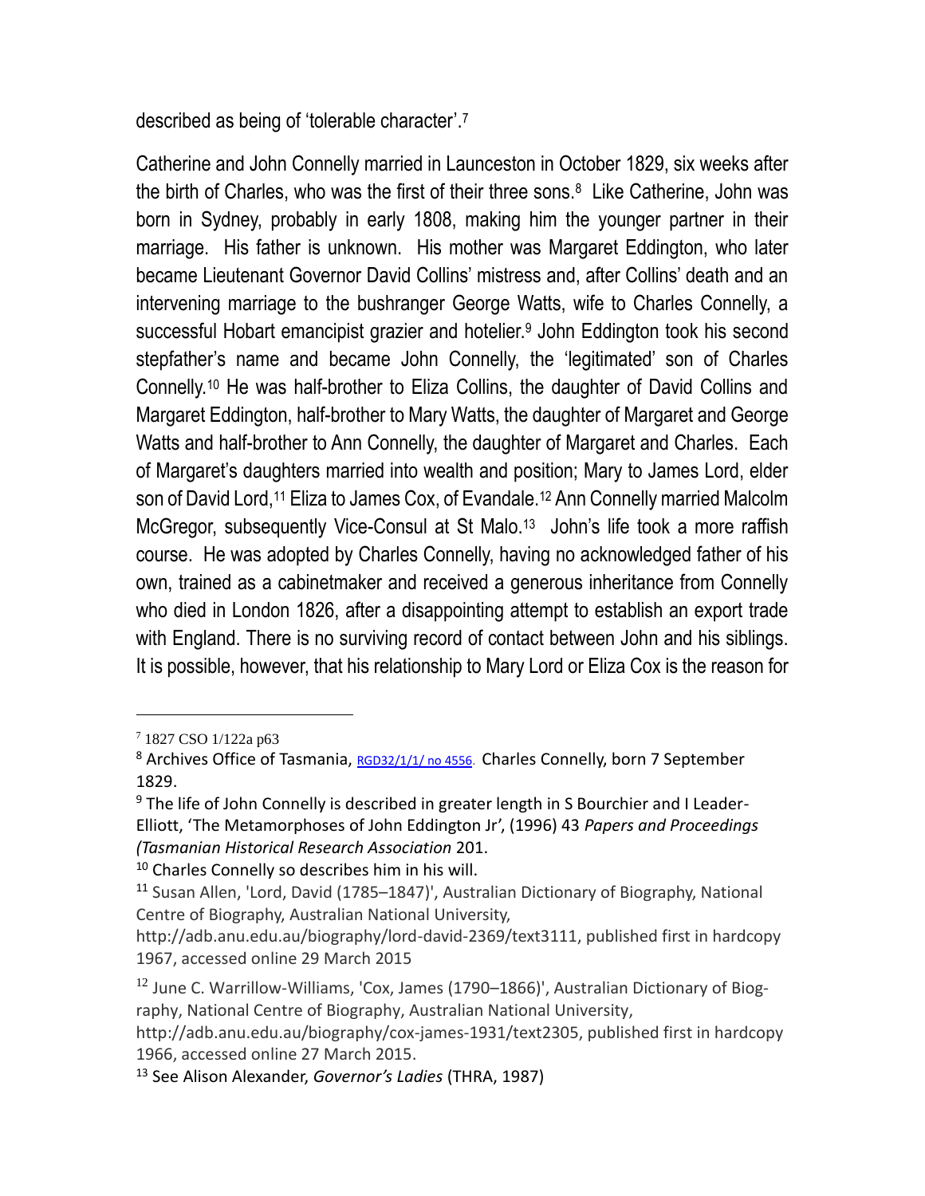described as being of 'tolerable character'.[7]

Catherine and John Connelly married in Launceston in October 1829, six weeks after the birth of Charles, who was the first of their three sons.[8] Like Catherine, John was born in Sydney, probably in early 1808, making him the younger partner in their marriage. His father is unknown. His mother was Margaret Eddington, who later became Lieutenant Governor David Collins' mistress and, after Collins' death and an intervening marriage to the bushranger George Watts, wife to Charles Connelly, a successful Hobart emancipist grazier and hotelier.[9] John Eddington took his second stepfather's name and became John Connelly, the 'legitimated' son of Charles Connelly.[10] He was half-brother to Eliza Collins, the daughter of David Collins and Margaret Eddington, half-brother to Mary Watts, the daughter of Margaret and George Watts and half-brother to Ann Connelly, the daughter of Margaret and Charles. Each of Margaret's daughters married into wealth and position; Mary to James Lord, elder son of David Lord,[11] Eliza to James Cox, of Evandale.[12] Ann Connelly married Malcolm McGregor, subsequently Vice-Consul at St Malo.[13] John's life took a more raffish course. He was adopted by Charles Connelly, having no acknowledged father of his own, trained as a cabinetmaker and received a generous inheritance from Connelly who died in London 1826, after a disappointing attempt to establish an export trade with England. There is no surviving record of contact between John and his siblings. It is possible, however, that his relationship to Mary Lord or Eliza Cox is the reason for

---

[7] 1827 CSO 1/122a p63

[8] Archives Office of Tasmania, RGD32/1/1/ no 4556. Charles Connelly, born 7 September 1829.

[9] The life of John Connelly is described in greater length in S Bourchier and I Leader-Elliott, 'The Metamorphoses of John Eddington Jr', (1996) 43 *Papers and Proceedings (Tasmanian Historical Research Association* 201.

[10] Charles Connelly so describes him in his will.

[11] Susan Allen, 'Lord, David (1785–1847)', Australian Dictionary of Biography, National Centre of Biography, Australian National University, http://adb.anu.edu.au/biography/lord-david-2369/text3111, published first in hardcopy 1967, accessed online 29 March 2015

[12] June C. Warrillow-Williams, 'Cox, James (1790–1866)', Australian Dictionary of Biography, National Centre of Biography, Australian National University, http://adb.anu.edu.au/biography/cox-james-1931/text2305, published first in hardcopy 1966, accessed online 27 March 2015.

[13] See Alison Alexander, *Governor's Ladies* (THRA, 1987)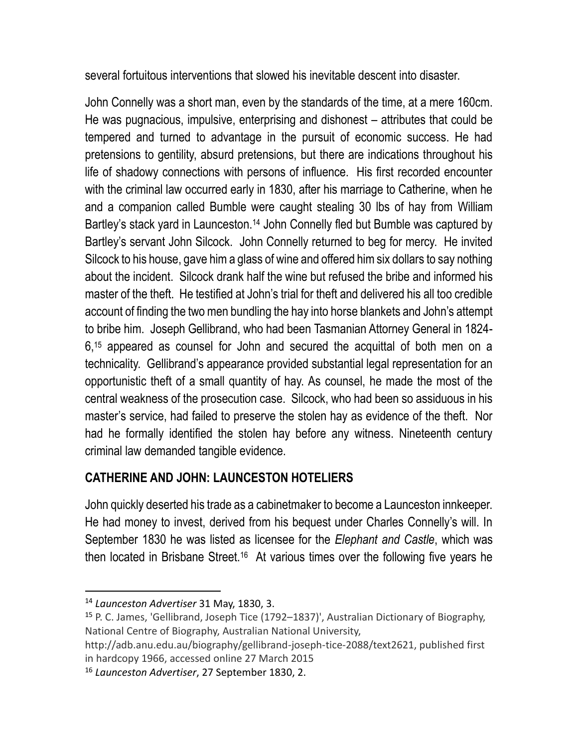several fortuitous interventions that slowed his inevitable descent into disaster.

John Connelly was a short man, even by the standards of the time, at a mere 160cm. He was pugnacious, impulsive, enterprising and dishonest – attributes that could be tempered and turned to advantage in the pursuit of economic success. He had pretensions to gentility, absurd pretensions, but there are indications throughout his life of shadowy connections with persons of influence. His first recorded encounter with the criminal law occurred early in 1830, after his marriage to Catherine, when he and a companion called Bumble were caught stealing 30 lbs of hay from William Bartley's stack yard in Launceston.[14] John Connelly fled but Bumble was captured by Bartley's servant John Silcock. John Connelly returned to beg for mercy. He invited Silcock to his house, gave him a glass of wine and offered him six dollars to say nothing about the incident. Silcock drank half the wine but refused the bribe and informed his master of the theft. He testified at John's trial for theft and delivered his all too credible account of finding the two men bundling the hay into horse blankets and John's attempt to bribe him. Joseph Gellibrand, who had been Tasmanian Attorney General in 1824-6,[15] appeared as counsel for John and secured the acquittal of both men on a technicality. Gellibrand's appearance provided substantial legal representation for an opportunistic theft of a small quantity of hay. As counsel, he made the most of the central weakness of the prosecution case. Silcock, who had been so assiduous in his master's service, had failed to preserve the stolen hay as evidence of the theft. Nor had he formally identified the stolen hay before any witness. Nineteenth century criminal law demanded tangible evidence.

## CATHERINE AND JOHN: LAUNCESTON HOTELIERS

John quickly deserted his trade as a cabinetmaker to become a Launceston innkeeper. He had money to invest, derived from his bequest under Charles Connelly's will. In September 1830 he was listed as licensee for the *Elephant and Castle*, which was then located in Brisbane Street.[16] At various times over the following five years he

---

[14] *Launceston Advertiser* 31 May, 1830, 3.

[15] P. C. James, 'Gellibrand, Joseph Tice (1792–1837)', Australian Dictionary of Biography, National Centre of Biography, Australian National University, http://adb.anu.edu.au/biography/gellibrand-joseph-tice-2088/text2621, published first in hardcopy 1966, accessed online 27 March 2015

[16] *Launceston Advertiser*, 27 September 1830, 2.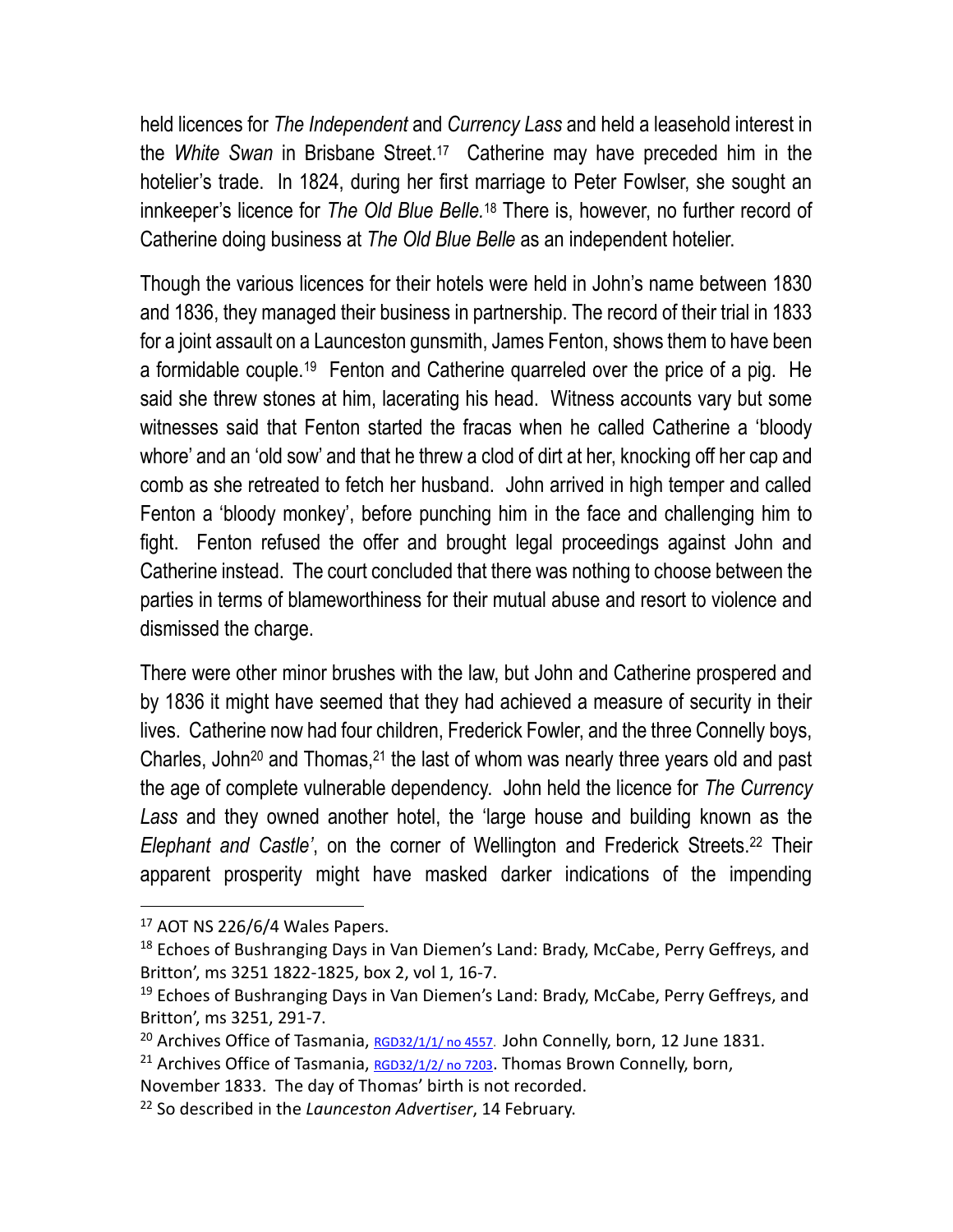held licences for *The Independent* and *Currency Lass* and held a leasehold interest in the *White Swan* in Brisbane Street.[17] Catherine may have preceded him in the hotelier's trade. In 1824, during her first marriage to Peter Fowlser, she sought an innkeeper's licence for *The Old Blue Belle.*[18] There is, however, no further record of Catherine doing business at *The Old Blue Belle* as an independent hotelier.

Though the various licences for their hotels were held in John's name between 1830 and 1836, they managed their business in partnership. The record of their trial in 1833 for a joint assault on a Launceston gunsmith, James Fenton, shows them to have been a formidable couple.[19] Fenton and Catherine quarreled over the price of a pig. He said she threw stones at him, lacerating his head. Witness accounts vary but some witnesses said that Fenton started the fracas when he called Catherine a 'bloody whore' and an 'old sow' and that he threw a clod of dirt at her, knocking off her cap and comb as she retreated to fetch her husband. John arrived in high temper and called Fenton a 'bloody monkey', before punching him in the face and challenging him to fight. Fenton refused the offer and brought legal proceedings against John and Catherine instead. The court concluded that there was nothing to choose between the parties in terms of blameworthiness for their mutual abuse and resort to violence and dismissed the charge.

There were other minor brushes with the law, but John and Catherine prospered and by 1836 it might have seemed that they had achieved a measure of security in their lives. Catherine now had four children, Frederick Fowler, and the three Connelly boys, Charles, John[20] and Thomas,[21] the last of whom was nearly three years old and past the age of complete vulnerable dependency. John held the licence for *The Currency Lass* and they owned another hotel, the 'large house and building known as the *Elephant and Castle'*, on the corner of Wellington and Frederick Streets.[22] Their apparent prosperity might have masked darker indications of the impending

---

[17] AOT NS 226/6/4 Wales Papers.

[18] Echoes of Bushranging Days in Van Diemen's Land: Brady, McCabe, Perry Geffreys, and Britton', ms 3251 1822-1825, box 2, vol 1, 16-7.

[19] Echoes of Bushranging Days in Van Diemen's Land: Brady, McCabe, Perry Geffreys, and Britton', ms 3251, 291-7.

[20] Archives Office of Tasmania, RGD32/1/1/ no 4557. John Connelly, born, 12 June 1831.

[21] Archives Office of Tasmania, RGD32/1/2/ no 7203. Thomas Brown Connelly, born, November 1833. The day of Thomas' birth is not recorded.

[22] So described in the *Launceston Advertiser*, 14 February.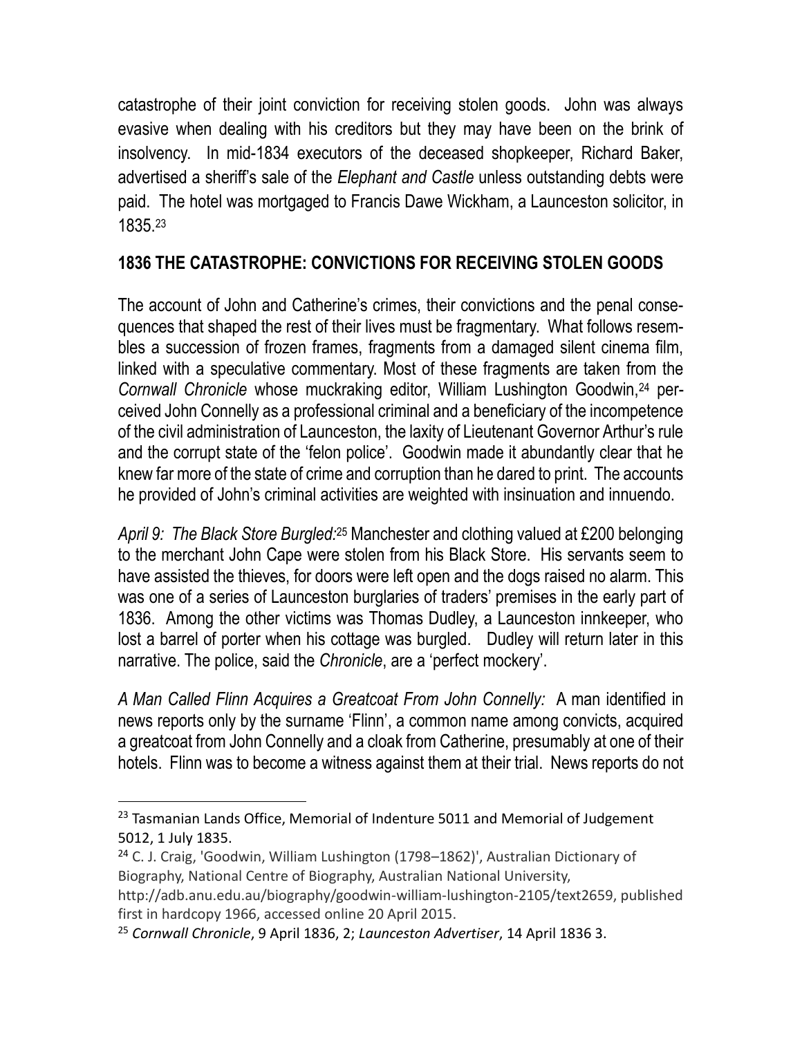catastrophe of their joint conviction for receiving stolen goods. John was always evasive when dealing with his creditors but they may have been on the brink of insolvency. In mid-1834 executors of the deceased shopkeeper, Richard Baker, advertised a sheriff's sale of the *Elephant and Castle* unless outstanding debts were paid. The hotel was mortgaged to Francis Dawe Wickham, a Launceston solicitor, in 1835.[23]

## 1836 THE CATASTROPHE: CONVICTIONS FOR RECEIVING STOLEN GOODS

The account of John and Catherine's crimes, their convictions and the penal consequences that shaped the rest of their lives must be fragmentary. What follows resembles a succession of frozen frames, fragments from a damaged silent cinema film, linked with a speculative commentary. Most of these fragments are taken from the *Cornwall Chronicle* whose muckraking editor, William Lushington Goodwin,[24] perceived John Connelly as a professional criminal and a beneficiary of the incompetence of the civil administration of Launceston, the laxity of Lieutenant Governor Arthur's rule and the corrupt state of the 'felon police'. Goodwin made it abundantly clear that he knew far more of the state of crime and corruption than he dared to print. The accounts he provided of John's criminal activities are weighted with insinuation and innuendo.

*April 9: The Black Store Burgled:*[25] Manchester and clothing valued at £200 belonging to the merchant John Cape were stolen from his Black Store. His servants seem to have assisted the thieves, for doors were left open and the dogs raised no alarm. This was one of a series of Launceston burglaries of traders' premises in the early part of 1836. Among the other victims was Thomas Dudley, a Launceston innkeeper, who lost a barrel of porter when his cottage was burgled. Dudley will return later in this narrative. The police, said the *Chronicle*, are a 'perfect mockery'.

*A Man Called Flinn Acquires a Greatcoat From John Connelly:* A man identified in news reports only by the surname 'Flinn', a common name among convicts, acquired a greatcoat from John Connelly and a cloak from Catherine, presumably at one of their hotels. Flinn was to become a witness against them at their trial. News reports do not

---

[23] Tasmanian Lands Office, Memorial of Indenture 5011 and Memorial of Judgement 5012, 1 July 1835.

[24] C. J. Craig, 'Goodwin, William Lushington (1798–1862)', Australian Dictionary of Biography, National Centre of Biography, Australian National University, http://adb.anu.edu.au/biography/goodwin-william-lushington-2105/text2659, published first in hardcopy 1966, accessed online 20 April 2015.

[25] *Cornwall Chronicle*, 9 April 1836, 2; *Launceston Advertiser*, 14 April 1836 3.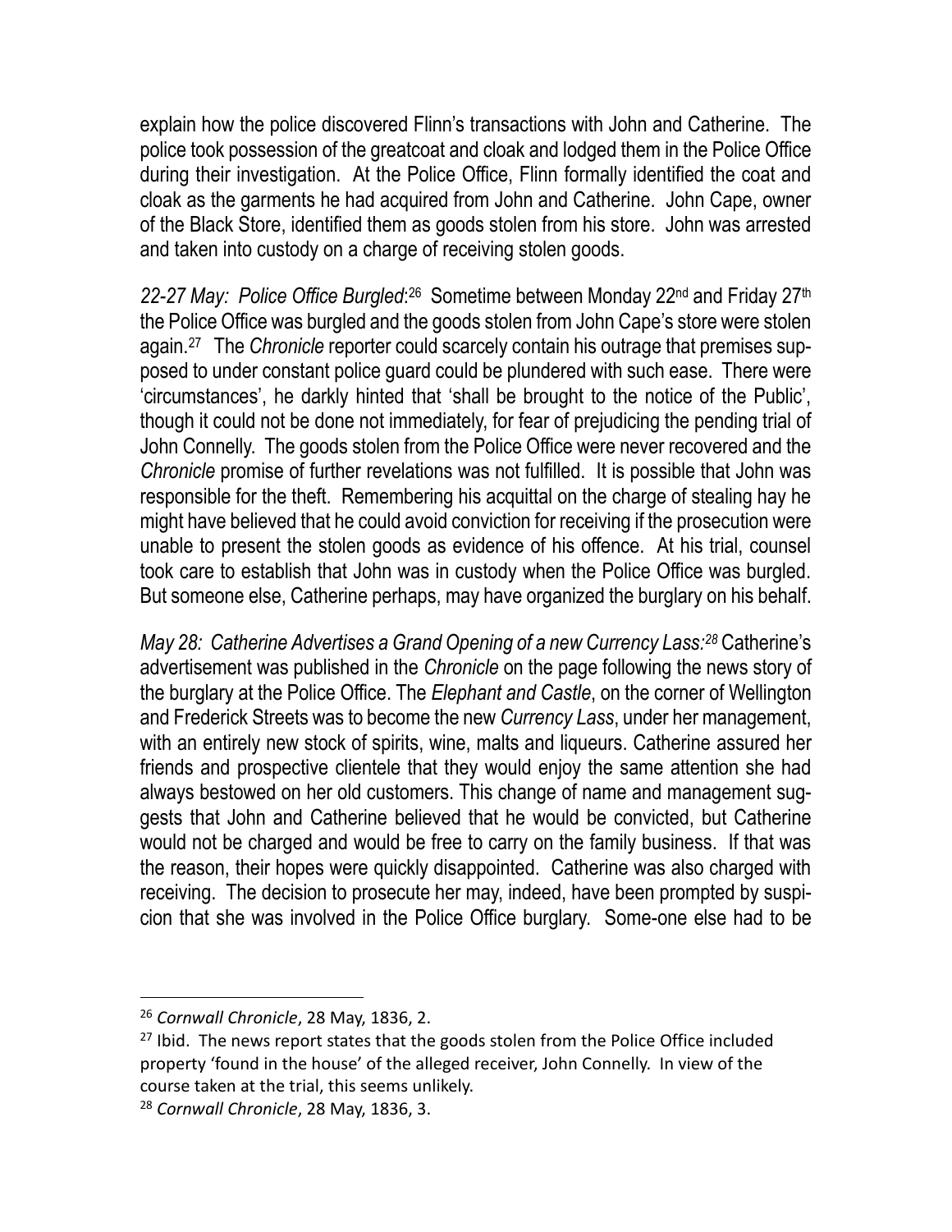explain how the police discovered Flinn's transactions with John and Catherine. The police took possession of the greatcoat and cloak and lodged them in the Police Office during their investigation. At the Police Office, Flinn formally identified the coat and cloak as the garments he had acquired from John and Catherine. John Cape, owner of the Black Store, identified them as goods stolen from his store. John was arrested and taken into custody on a charge of receiving stolen goods.

*22-27 May: Police Office Burgled*:[26] Sometime between Monday 22nd and Friday 27th the Police Office was burgled and the goods stolen from John Cape's store were stolen again.[27] The *Chronicle* reporter could scarcely contain his outrage that premises supposed to under constant police guard could be plundered with such ease. There were 'circumstances', he darkly hinted that 'shall be brought to the notice of the Public', though it could not be done not immediately, for fear of prejudicing the pending trial of John Connelly. The goods stolen from the Police Office were never recovered and the *Chronicle* promise of further revelations was not fulfilled. It is possible that John was responsible for the theft. Remembering his acquittal on the charge of stealing hay he might have believed that he could avoid conviction for receiving if the prosecution were unable to present the stolen goods as evidence of his offence. At his trial, counsel took care to establish that John was in custody when the Police Office was burgled. But someone else, Catherine perhaps, may have organized the burglary on his behalf.

*May 28: Catherine Advertises a Grand Opening of a new Currency Lass:*[28] Catherine's advertisement was published in the *Chronicle* on the page following the news story of the burglary at the Police Office. The *Elephant and Castle*, on the corner of Wellington and Frederick Streets was to become the new *Currency Lass*, under her management, with an entirely new stock of spirits, wine, malts and liqueurs. Catherine assured her friends and prospective clientele that they would enjoy the same attention she had always bestowed on her old customers. This change of name and management suggests that John and Catherine believed that he would be convicted, but Catherine would not be charged and would be free to carry on the family business. If that was the reason, their hopes were quickly disappointed. Catherine was also charged with receiving. The decision to prosecute her may, indeed, have been prompted by suspicion that she was involved in the Police Office burglary. Some-one else had to be

---

[26] *Cornwall Chronicle*, 28 May, 1836, 2.

[27] Ibid. The news report states that the goods stolen from the Police Office included property 'found in the house' of the alleged receiver, John Connelly. In view of the course taken at the trial, this seems unlikely.

[28] *Cornwall Chronicle*, 28 May, 1836, 3.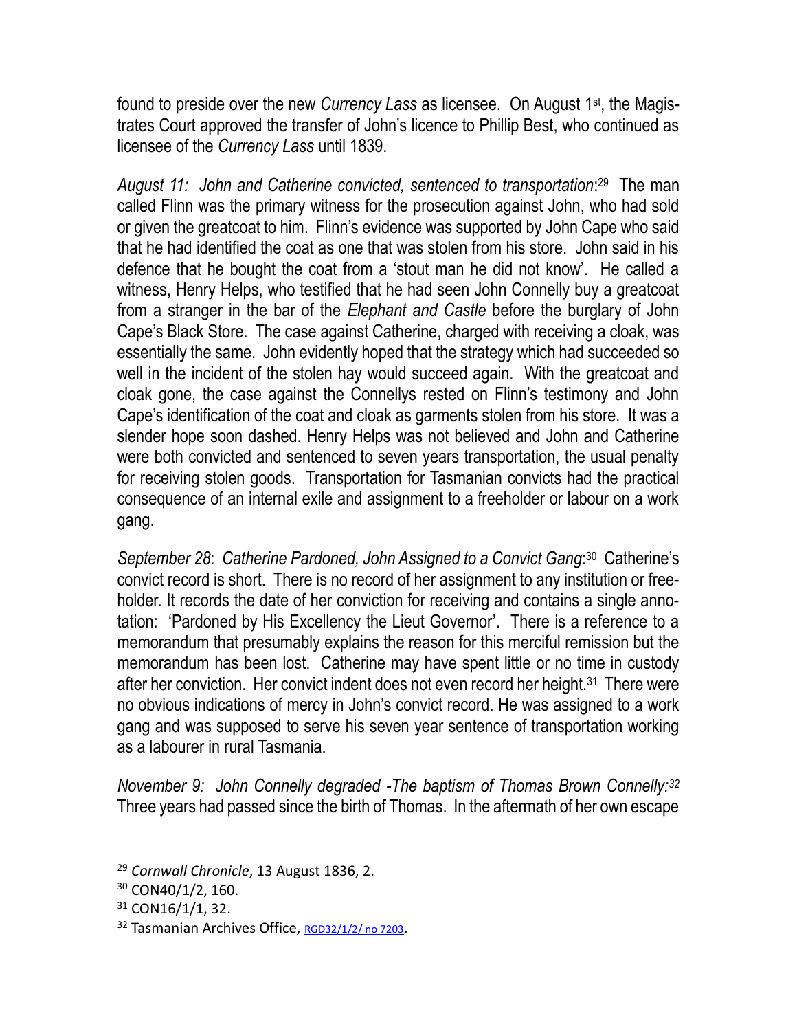found to preside over the new *Currency Lass* as licensee. On August 1st, the Magistrates Court approved the transfer of John's licence to Phillip Best, who continued as licensee of the *Currency Lass* until 1839.

*August 11: John and Catherine convicted, sentenced to transportation*:[29] The man called Flinn was the primary witness for the prosecution against John, who had sold or given the greatcoat to him. Flinn's evidence was supported by John Cape who said that he had identified the coat as one that was stolen from his store. John said in his defence that he bought the coat from a 'stout man he did not know'. He called a witness, Henry Helps, who testified that he had seen John Connelly buy a greatcoat from a stranger in the bar of the *Elephant and Castle* before the burglary of John Cape's Black Store. The case against Catherine, charged with receiving a cloak, was essentially the same. John evidently hoped that the strategy which had succeeded so well in the incident of the stolen hay would succeed again. With the greatcoat and cloak gone, the case against the Connellys rested on Flinn's testimony and John Cape's identification of the coat and cloak as garments stolen from his store. It was a slender hope soon dashed. Henry Helps was not believed and John and Catherine were both convicted and sentenced to seven years transportation, the usual penalty for receiving stolen goods. Transportation for Tasmanian convicts had the practical consequence of an internal exile and assignment to a freeholder or labour on a work gang.

*September 28*: *Catherine Pardoned, John Assigned to a Convict Gang*:[30] Catherine's convict record is short. There is no record of her assignment to any institution or freeholder. It records the date of her conviction for receiving and contains a single annotation: 'Pardoned by His Excellency the Lieut Governor'. There is a reference to a memorandum that presumably explains the reason for this merciful remission but the memorandum has been lost. Catherine may have spent little or no time in custody after her conviction. Her convict indent does not even record her height.[31] There were no obvious indications of mercy in John's convict record. He was assigned to a work gang and was supposed to serve his seven year sentence of transportation working as a labourer in rural Tasmania.

*November 9: John Connelly degraded -The baptism of Thomas Brown Connelly:*[32] Three years had passed since the birth of Thomas. In the aftermath of her own escape

---

[29] *Cornwall Chronicle*, 13 August 1836, 2.

[30] CON40/1/2, 160.

[31] CON16/1/1, 32.

[32] Tasmanian Archives Office, RGD32/1/2/ no 7203.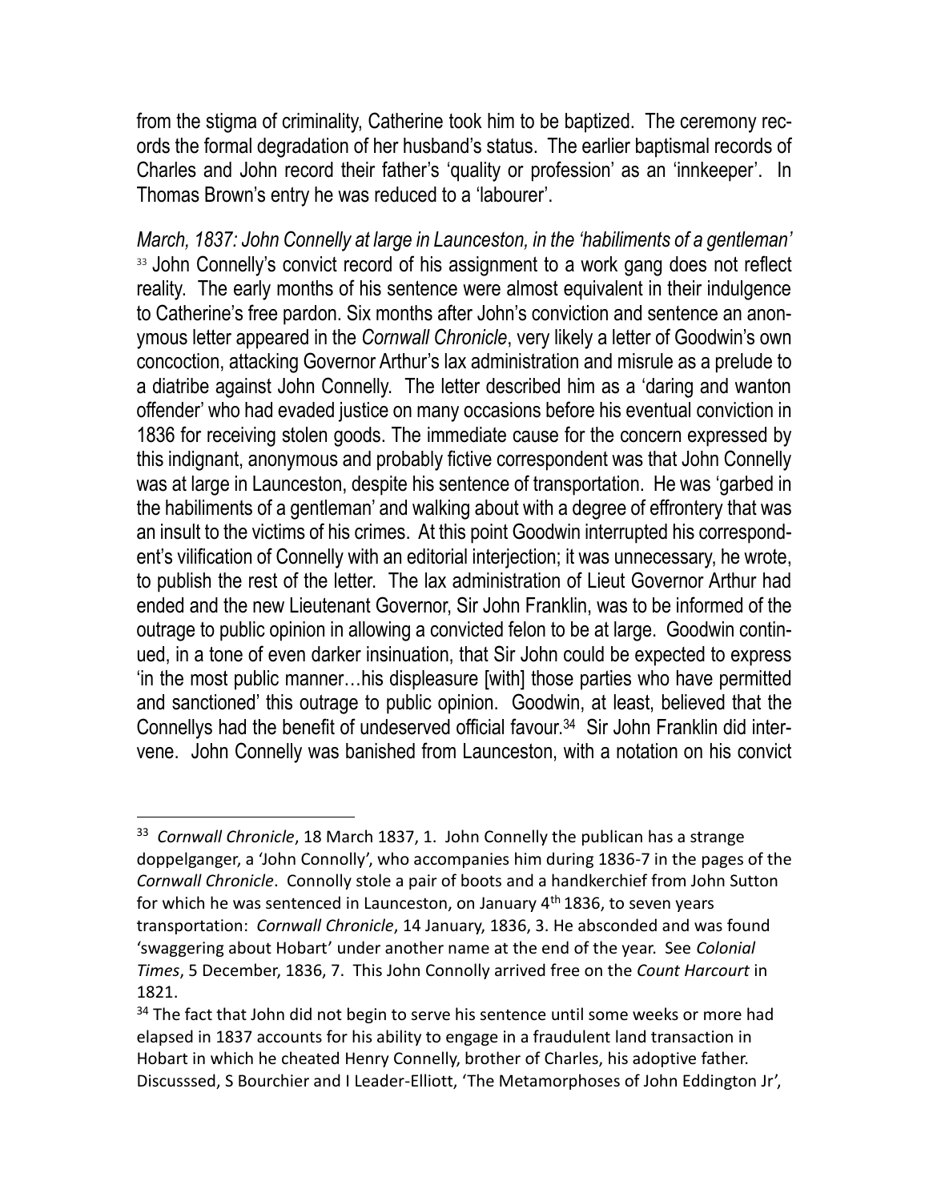from the stigma of criminality, Catherine took him to be baptized. The ceremony records the formal degradation of her husband's status. The earlier baptismal records of Charles and John record their father's 'quality or profession' as an 'innkeeper'. In Thomas Brown's entry he was reduced to a 'labourer'.

*March, 1837: John Connelly at large in Launceston, in the 'habiliments of a gentleman'* [33] John Connelly's convict record of his assignment to a work gang does not reflect reality. The early months of his sentence were almost equivalent in their indulgence to Catherine's free pardon. Six months after John's conviction and sentence an anonymous letter appeared in the *Cornwall Chronicle*, very likely a letter of Goodwin's own concoction, attacking Governor Arthur's lax administration and misrule as a prelude to a diatribe against John Connelly. The letter described him as a 'daring and wanton offender' who had evaded justice on many occasions before his eventual conviction in 1836 for receiving stolen goods. The immediate cause for the concern expressed by this indignant, anonymous and probably fictive correspondent was that John Connelly was at large in Launceston, despite his sentence of transportation. He was 'garbed in the habiliments of a gentleman' and walking about with a degree of effrontery that was an insult to the victims of his crimes. At this point Goodwin interrupted his correspondent's vilification of Connelly with an editorial interjection; it was unnecessary, he wrote, to publish the rest of the letter. The lax administration of Lieut Governor Arthur had ended and the new Lieutenant Governor, Sir John Franklin, was to be informed of the outrage to public opinion in allowing a convicted felon to be at large. Goodwin continued, in a tone of even darker insinuation, that Sir John could be expected to express 'in the most public manner…his displeasure [with] those parties who have permitted and sanctioned' this outrage to public opinion. Goodwin, at least, believed that the Connellys had the benefit of undeserved official favour.[34] Sir John Franklin did intervene. John Connelly was banished from Launceston, with a notation on his convict

---

[33] *Cornwall Chronicle*, 18 March 1837, 1. John Connelly the publican has a strange doppelganger, a 'John Connolly', who accompanies him during 1836-7 in the pages of the *Cornwall Chronicle*. Connolly stole a pair of boots and a handkerchief from John Sutton for which he was sentenced in Launceston, on January 4th 1836, to seven years transportation: *Cornwall Chronicle*, 14 January, 1836, 3. He absconded and was found 'swaggering about Hobart' under another name at the end of the year. See *Colonial Times*, 5 December, 1836, 7. This John Connolly arrived free on the *Count Harcourt* in 1821.

[34] The fact that John did not begin to serve his sentence until some weeks or more had elapsed in 1837 accounts for his ability to engage in a fraudulent land transaction in Hobart in which he cheated Henry Connelly, brother of Charles, his adoptive father. Discusssed, S Bourchier and I Leader-Elliott, 'The Metamorphoses of John Eddington Jr',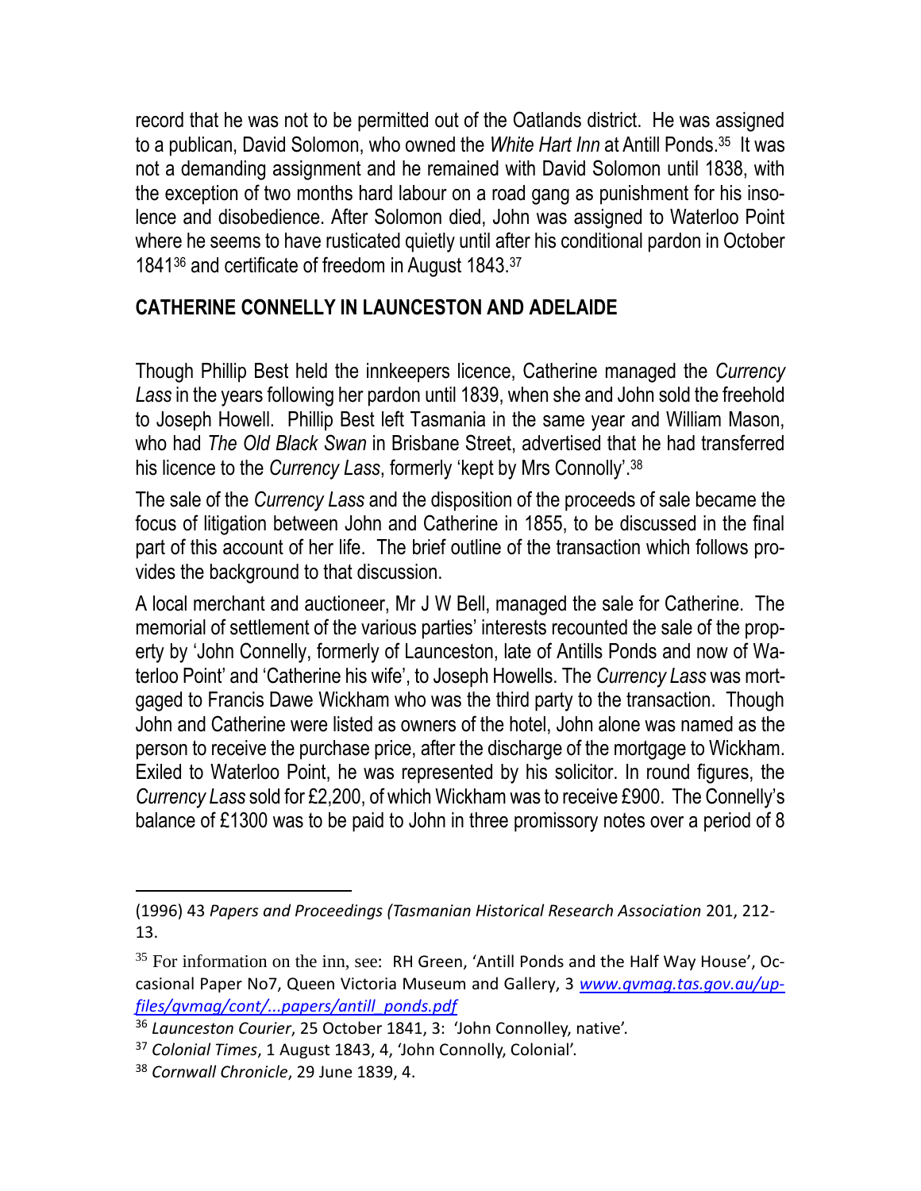record that he was not to be permitted out of the Oatlands district. He was assigned to a publican, David Solomon, who owned the *White Hart Inn* at Antill Ponds.[35] It was not a demanding assignment and he remained with David Solomon until 1838, with the exception of two months hard labour on a road gang as punishment for his insolence and disobedience. After Solomon died, John was assigned to Waterloo Point where he seems to have rusticated quietly until after his conditional pardon in October 1841[36] and certificate of freedom in August 1843.[37]

## CATHERINE CONNELLY IN LAUNCESTON AND ADELAIDE

Though Phillip Best held the innkeepers licence, Catherine managed the *Currency Lass* in the years following her pardon until 1839, when she and John sold the freehold to Joseph Howell. Phillip Best left Tasmania in the same year and William Mason, who had *The Old Black Swan* in Brisbane Street, advertised that he had transferred his licence to the *Currency Lass*, formerly 'kept by Mrs Connolly'.[38]

The sale of the *Currency Lass* and the disposition of the proceeds of sale became the focus of litigation between John and Catherine in 1855, to be discussed in the final part of this account of her life. The brief outline of the transaction which follows provides the background to that discussion.

A local merchant and auctioneer, Mr J W Bell, managed the sale for Catherine. The memorial of settlement of the various parties' interests recounted the sale of the property by 'John Connelly, formerly of Launceston, late of Antills Ponds and now of Waterloo Point' and 'Catherine his wife', to Joseph Howells. The *Currency Lass* was mortgaged to Francis Dawe Wickham who was the third party to the transaction. Though John and Catherine were listed as owners of the hotel, John alone was named as the person to receive the purchase price, after the discharge of the mortgage to Wickham. Exiled to Waterloo Point, he was represented by his solicitor. In round figures, the *Currency Lass* sold for £2,200, of which Wickham was to receive £900. The Connelly's balance of £1300 was to be paid to John in three promissory notes over a period of 8

---

(1996) 43 *Papers and Proceedings (Tasmanian Historical Research Association* 201, 212-13.

[35] For information on the inn, see: RH Green, 'Antill Ponds and the Half Way House', Occasional Paper No7, Queen Victoria Museum and Gallery, 3 *www.qvmag.tas.gov.au/upfiles/qvmag/cont/...papers/antill_ponds.pdf*

[36] *Launceston Courier*, 25 October 1841, 3: 'John Connolley, native'.

[37] *Colonial Times*, 1 August 1843, 4, 'John Connolly, Colonial'.

[38] *Cornwall Chronicle*, 29 June 1839, 4.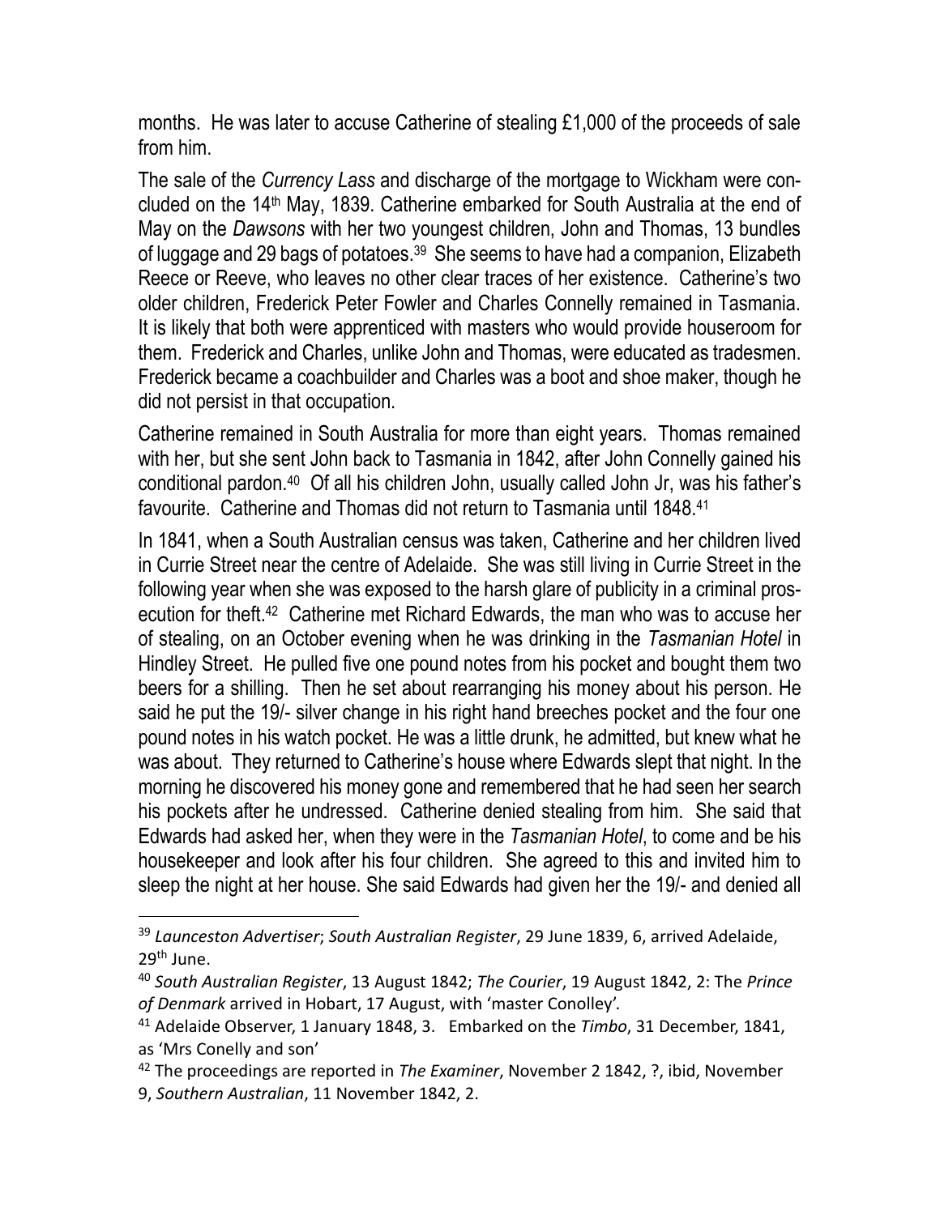months. He was later to accuse Catherine of stealing £1,000 of the proceeds of sale from him.

The sale of the *Currency Lass* and discharge of the mortgage to Wickham were concluded on the 14th May, 1839. Catherine embarked for South Australia at the end of May on the *Dawsons* with her two youngest children, John and Thomas, 13 bundles of luggage and 29 bags of potatoes.[39] She seems to have had a companion, Elizabeth Reece or Reeve, who leaves no other clear traces of her existence. Catherine's two older children, Frederick Peter Fowler and Charles Connelly remained in Tasmania. It is likely that both were apprenticed with masters who would provide houseroom for them. Frederick and Charles, unlike John and Thomas, were educated as tradesmen. Frederick became a coachbuilder and Charles was a boot and shoe maker, though he did not persist in that occupation.

Catherine remained in South Australia for more than eight years. Thomas remained with her, but she sent John back to Tasmania in 1842, after John Connelly gained his conditional pardon.[40] Of all his children John, usually called John Jr, was his father's favourite. Catherine and Thomas did not return to Tasmania until 1848.[41]

In 1841, when a South Australian census was taken, Catherine and her children lived in Currie Street near the centre of Adelaide. She was still living in Currie Street in the following year when she was exposed to the harsh glare of publicity in a criminal prosecution for theft.[42] Catherine met Richard Edwards, the man who was to accuse her of stealing, on an October evening when he was drinking in the *Tasmanian Hotel* in Hindley Street. He pulled five one pound notes from his pocket and bought them two beers for a shilling. Then he set about rearranging his money about his person. He said he put the 19/- silver change in his right hand breeches pocket and the four one pound notes in his watch pocket. He was a little drunk, he admitted, but knew what he was about. They returned to Catherine's house where Edwards slept that night. In the morning he discovered his money gone and remembered that he had seen her search his pockets after he undressed. Catherine denied stealing from him. She said that Edwards had asked her, when they were in the *Tasmanian Hotel*, to come and be his housekeeper and look after his four children. She agreed to this and invited him to sleep the night at her house. She said Edwards had given her the 19/- and denied all

---

[39] *Launceston Advertiser*; *South Australian Register*, 29 June 1839, 6, arrived Adelaide, 29th June.

[40] *South Australian Register*, 13 August 1842; *The Courier*, 19 August 1842, 2: The *Prince of Denmark* arrived in Hobart, 17 August, with 'master Conolley'.

[41] Adelaide Observer, 1 January 1848, 3. Embarked on the *Timbo*, 31 December, 1841, as 'Mrs Conelly and son'

[42] The proceedings are reported in *The Examiner*, November 2 1842, ?, ibid, November 9, *Southern Australian*, 11 November 1842, 2.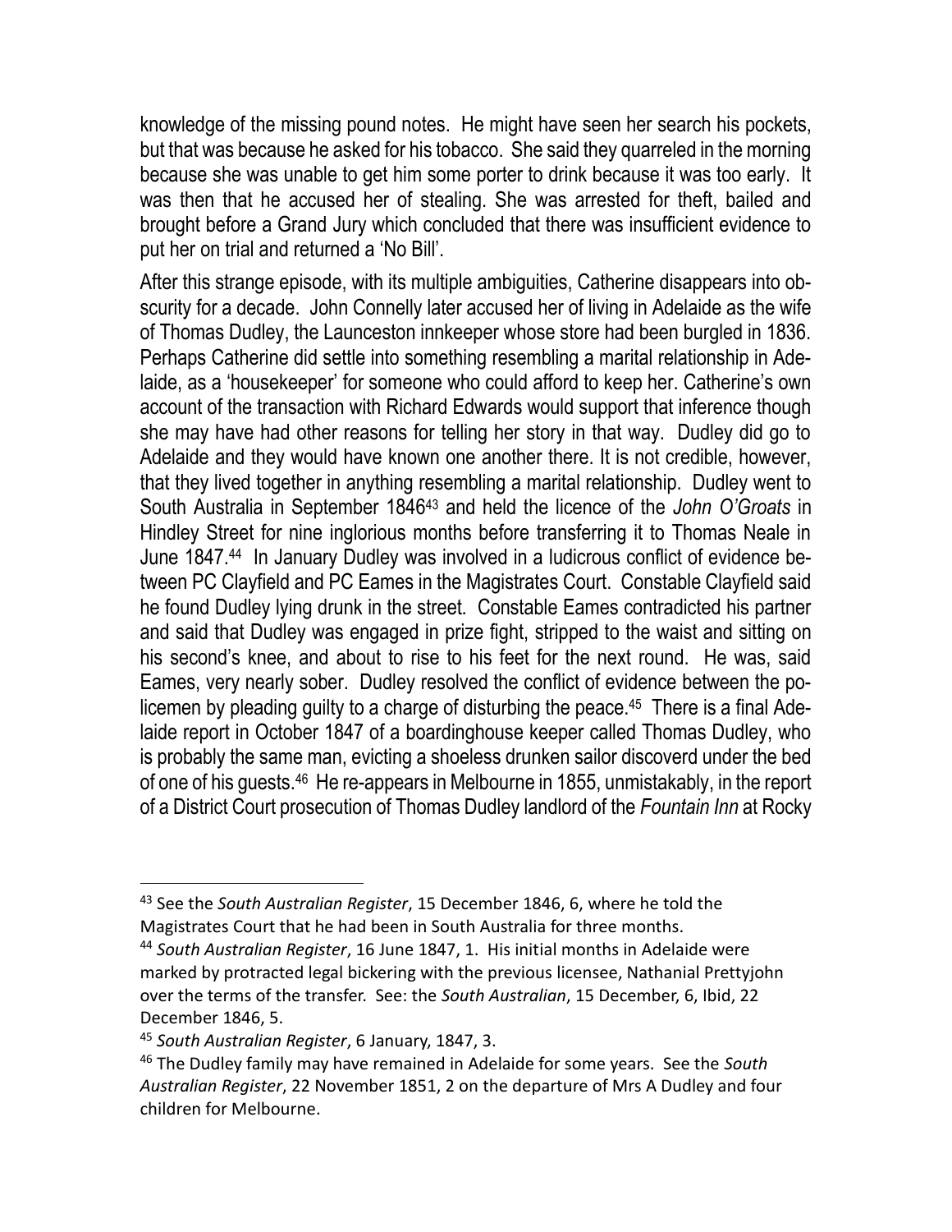knowledge of the missing pound notes. He might have seen her search his pockets, but that was because he asked for his tobacco. She said they quarreled in the morning because she was unable to get him some porter to drink because it was too early. It was then that he accused her of stealing. She was arrested for theft, bailed and brought before a Grand Jury which concluded that there was insufficient evidence to put her on trial and returned a 'No Bill'.

After this strange episode, with its multiple ambiguities, Catherine disappears into obscurity for a decade. John Connelly later accused her of living in Adelaide as the wife of Thomas Dudley, the Launceston innkeeper whose store had been burgled in 1836. Perhaps Catherine did settle into something resembling a marital relationship in Adelaide, as a 'housekeeper' for someone who could afford to keep her. Catherine's own account of the transaction with Richard Edwards would support that inference though she may have had other reasons for telling her story in that way. Dudley did go to Adelaide and they would have known one another there. It is not credible, however, that they lived together in anything resembling a marital relationship. Dudley went to South Australia in September 1846[43] and held the licence of the *John O'Groats* in Hindley Street for nine inglorious months before transferring it to Thomas Neale in June 1847.[44] In January Dudley was involved in a ludicrous conflict of evidence between PC Clayfield and PC Eames in the Magistrates Court. Constable Clayfield said he found Dudley lying drunk in the street. Constable Eames contradicted his partner and said that Dudley was engaged in prize fight, stripped to the waist and sitting on his second's knee, and about to rise to his feet for the next round. He was, said Eames, very nearly sober. Dudley resolved the conflict of evidence between the policemen by pleading guilty to a charge of disturbing the peace.[45] There is a final Adelaide report in October 1847 of a boardinghouse keeper called Thomas Dudley, who is probably the same man, evicting a shoeless drunken sailor discoverd under the bed of one of his guests.[46] He re-appears in Melbourne in 1855, unmistakably, in the report of a District Court prosecution of Thomas Dudley landlord of the *Fountain Inn* at Rocky

---

[43] See the *South Australian Register*, 15 December 1846, 6, where he told the Magistrates Court that he had been in South Australia for three months.

[44] *South Australian Register*, 16 June 1847, 1. His initial months in Adelaide were marked by protracted legal bickering with the previous licensee, Nathanial Prettyjohn over the terms of the transfer. See: the *South Australian*, 15 December, 6, Ibid, 22 December 1846, 5.

[45] *South Australian Register*, 6 January, 1847, 3.

[46] The Dudley family may have remained in Adelaide for some years. See the *South Australian Register*, 22 November 1851, 2 on the departure of Mrs A Dudley and four children for Melbourne.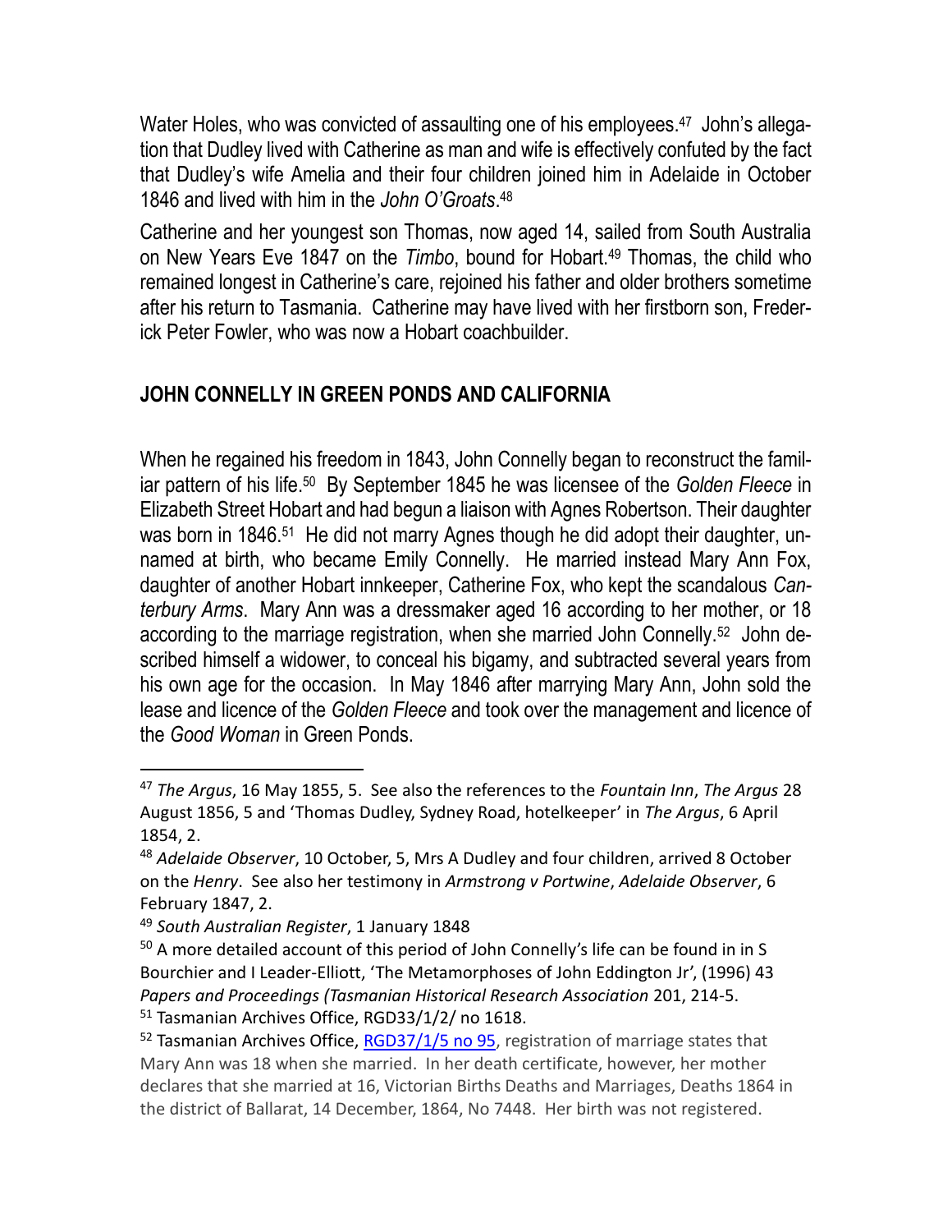Water Holes, who was convicted of assaulting one of his employees.[47] John's allegation that Dudley lived with Catherine as man and wife is effectively confuted by the fact that Dudley's wife Amelia and their four children joined him in Adelaide in October 1846 and lived with him in the *John O'Groats*.[48]

Catherine and her youngest son Thomas, now aged 14, sailed from South Australia on New Years Eve 1847 on the *Timbo*, bound for Hobart.[49] Thomas, the child who remained longest in Catherine's care, rejoined his father and older brothers sometime after his return to Tasmania. Catherine may have lived with her firstborn son, Frederick Peter Fowler, who was now a Hobart coachbuilder.

## JOHN CONNELLY IN GREEN PONDS AND CALIFORNIA

When he regained his freedom in 1843, John Connelly began to reconstruct the familiar pattern of his life.[50] By September 1845 he was licensee of the *Golden Fleece* in Elizabeth Street Hobart and had begun a liaison with Agnes Robertson. Their daughter was born in 1846.[51] He did not marry Agnes though he did adopt their daughter, unnamed at birth, who became Emily Connelly. He married instead Mary Ann Fox, daughter of another Hobart innkeeper, Catherine Fox, who kept the scandalous *Canterbury Arms*. Mary Ann was a dressmaker aged 16 according to her mother, or 18 according to the marriage registration, when she married John Connelly.[52] John described himself a widower, to conceal his bigamy, and subtracted several years from his own age for the occasion. In May 1846 after marrying Mary Ann, John sold the lease and licence of the *Golden Fleece* and took over the management and licence of the *Good Woman* in Green Ponds.

---

[47] *The Argus*, 16 May 1855, 5. See also the references to the *Fountain Inn*, *The Argus* 28 August 1856, 5 and 'Thomas Dudley, Sydney Road, hotelkeeper' in *The Argus*, 6 April 1854, 2.

[48] *Adelaide Observer*, 10 October, 5, Mrs A Dudley and four children, arrived 8 October on the *Henry*. See also her testimony in *Armstrong v Portwine*, *Adelaide Observer*, 6 February 1847, 2.

[49] *South Australian Register*, 1 January 1848

[50] A more detailed account of this period of John Connelly's life can be found in in S Bourchier and I Leader-Elliott, 'The Metamorphoses of John Eddington Jr', (1996) 43 *Papers and Proceedings (Tasmanian Historical Research Association* 201, 214-5.

[51] Tasmanian Archives Office, RGD33/1/2/ no 1618.

[52] Tasmanian Archives Office, RGD37/1/5 no 95, registration of marriage states that Mary Ann was 18 when she married. In her death certificate, however, her mother declares that she married at 16, Victorian Births Deaths and Marriages, Deaths 1864 in the district of Ballarat, 14 December, 1864, No 7448. Her birth was not registered.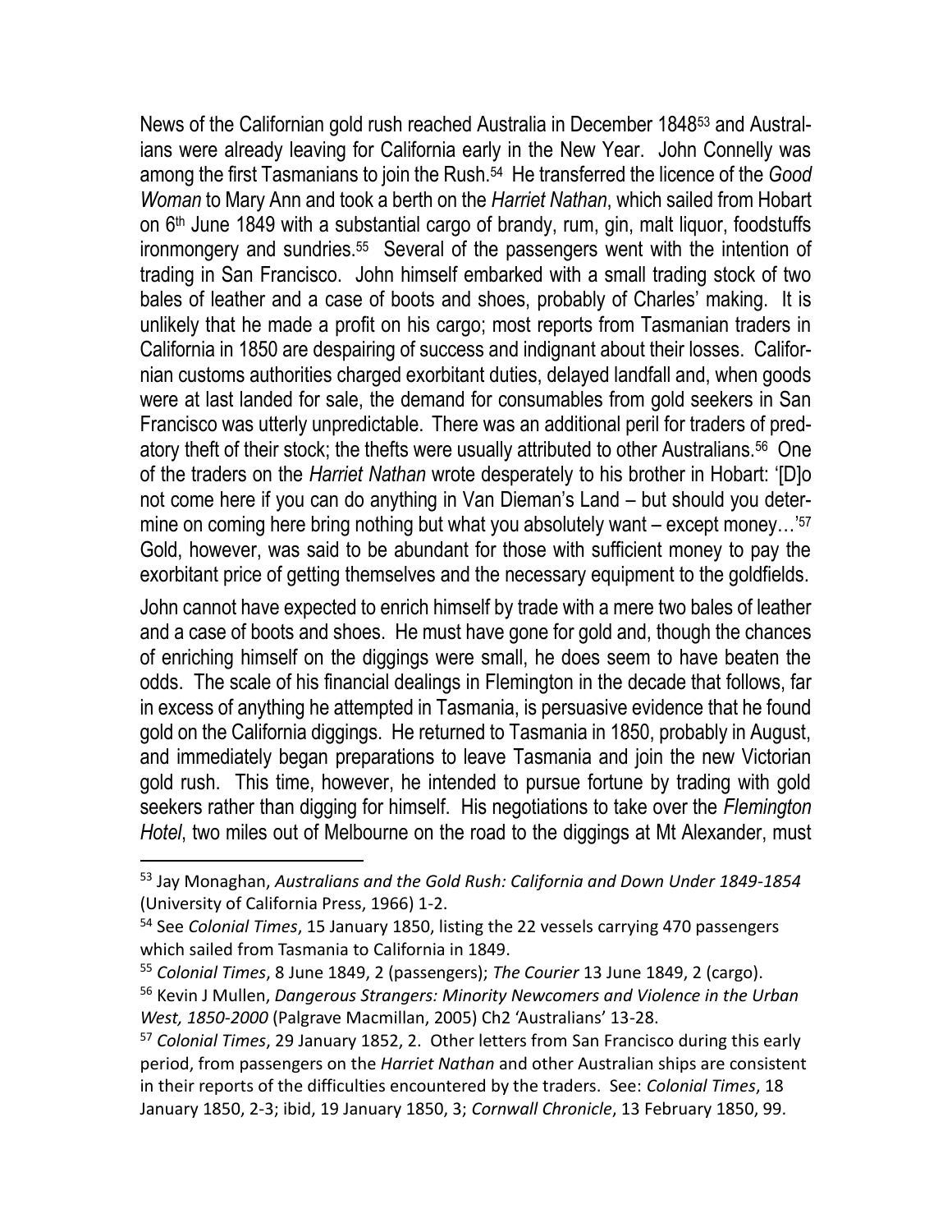News of the Californian gold rush reached Australia in December 1848[53] and Australians were already leaving for California early in the New Year. John Connelly was among the first Tasmanians to join the Rush.[54] He transferred the licence of the *Good Woman* to Mary Ann and took a berth on the *Harriet Nathan*, which sailed from Hobart on 6th June 1849 with a substantial cargo of brandy, rum, gin, malt liquor, foodstuffs ironmongery and sundries.[55] Several of the passengers went with the intention of trading in San Francisco. John himself embarked with a small trading stock of two bales of leather and a case of boots and shoes, probably of Charles' making. It is unlikely that he made a profit on his cargo; most reports from Tasmanian traders in California in 1850 are despairing of success and indignant about their losses. Californian customs authorities charged exorbitant duties, delayed landfall and, when goods were at last landed for sale, the demand for consumables from gold seekers in San Francisco was utterly unpredictable. There was an additional peril for traders of predatory theft of their stock; the thefts were usually attributed to other Australians.[56] One of the traders on the *Harriet Nathan* wrote desperately to his brother in Hobart: '[D]o not come here if you can do anything in Van Dieman's Land – but should you determine on coming here bring nothing but what you absolutely want – except money…'[57] Gold, however, was said to be abundant for those with sufficient money to pay the exorbitant price of getting themselves and the necessary equipment to the goldfields.

John cannot have expected to enrich himself by trade with a mere two bales of leather and a case of boots and shoes. He must have gone for gold and, though the chances of enriching himself on the diggings were small, he does seem to have beaten the odds. The scale of his financial dealings in Flemington in the decade that follows, far in excess of anything he attempted in Tasmania, is persuasive evidence that he found gold on the California diggings. He returned to Tasmania in 1850, probably in August, and immediately began preparations to leave Tasmania and join the new Victorian gold rush. This time, however, he intended to pursue fortune by trading with gold seekers rather than digging for himself. His negotiations to take over the *Flemington Hotel*, two miles out of Melbourne on the road to the diggings at Mt Alexander, must

---

[53] Jay Monaghan, *Australians and the Gold Rush: California and Down Under 1849-1854* (University of California Press, 1966) 1-2.

[54] See *Colonial Times*, 15 January 1850, listing the 22 vessels carrying 470 passengers which sailed from Tasmania to California in 1849.

[55] *Colonial Times*, 8 June 1849, 2 (passengers); *The Courier* 13 June 1849, 2 (cargo).

[56] Kevin J Mullen, *Dangerous Strangers: Minority Newcomers and Violence in the Urban West, 1850-2000* (Palgrave Macmillan, 2005) Ch2 'Australians' 13-28.

[57] *Colonial Times*, 29 January 1852, 2. Other letters from San Francisco during this early period, from passengers on the *Harriet Nathan* and other Australian ships are consistent in their reports of the difficulties encountered by the traders. See: *Colonial Times*, 18 January 1850, 2-3; ibid, 19 January 1850, 3; *Cornwall Chronicle*, 13 February 1850, 99.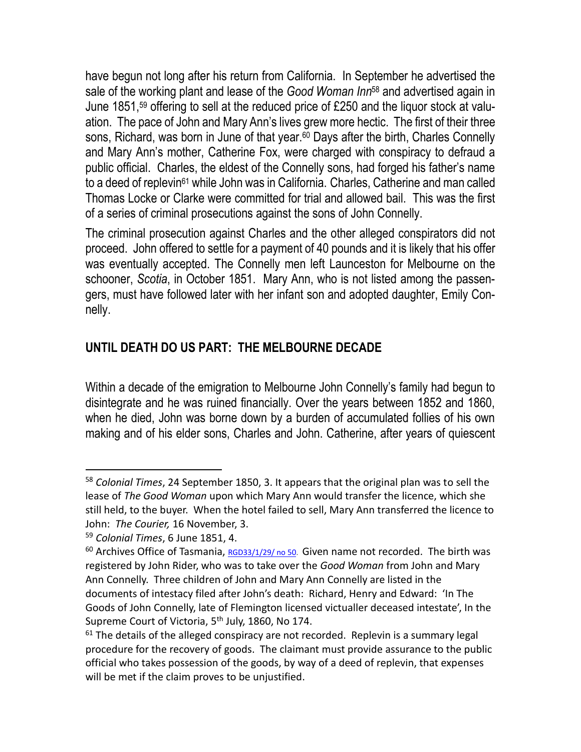have begun not long after his return from California. In September he advertised the sale of the working plant and lease of the *Good Woman Inn*[58] and advertised again in June 1851,[59] offering to sell at the reduced price of £250 and the liquor stock at valuation. The pace of John and Mary Ann's lives grew more hectic. The first of their three sons, Richard, was born in June of that year.[60] Days after the birth, Charles Connelly and Mary Ann's mother, Catherine Fox, were charged with conspiracy to defraud a public official. Charles, the eldest of the Connelly sons, had forged his father's name to a deed of replevin[61] while John was in California. Charles, Catherine and man called Thomas Locke or Clarke were committed for trial and allowed bail. This was the first of a series of criminal prosecutions against the sons of John Connelly.

The criminal prosecution against Charles and the other alleged conspirators did not proceed. John offered to settle for a payment of 40 pounds and it is likely that his offer was eventually accepted. The Connelly men left Launceston for Melbourne on the schooner, *Scotia*, in October 1851. Mary Ann, who is not listed among the passengers, must have followed later with her infant son and adopted daughter, Emily Connelly.

## UNTIL DEATH DO US PART: THE MELBOURNE DECADE

Within a decade of the emigration to Melbourne John Connelly's family had begun to disintegrate and he was ruined financially. Over the years between 1852 and 1860, when he died, John was borne down by a burden of accumulated follies of his own making and of his elder sons, Charles and John. Catherine, after years of quiescent

---

[58] *Colonial Times*, 24 September 1850, 3. It appears that the original plan was to sell the lease of *The Good Woman* upon which Mary Ann would transfer the licence, which she still held, to the buyer. When the hotel failed to sell, Mary Ann transferred the licence to John: *The Courier,* 16 November, 3.

[59] *Colonial Times*, 6 June 1851, 4.

[60] Archives Office of Tasmania, RGD33/1/29/ no 50. Given name not recorded. The birth was registered by John Rider, who was to take over the *Good Woman* from John and Mary Ann Connelly. Three children of John and Mary Ann Connelly are listed in the documents of intestacy filed after John's death: Richard, Henry and Edward: 'In The Goods of John Connelly, late of Flemington licensed victualler deceased intestate', In the Supreme Court of Victoria, 5th July, 1860, No 174.

[61] The details of the alleged conspiracy are not recorded. Replevin is a summary legal procedure for the recovery of goods. The claimant must provide assurance to the public official who takes possession of the goods, by way of a deed of replevin, that expenses will be met if the claim proves to be unjustified.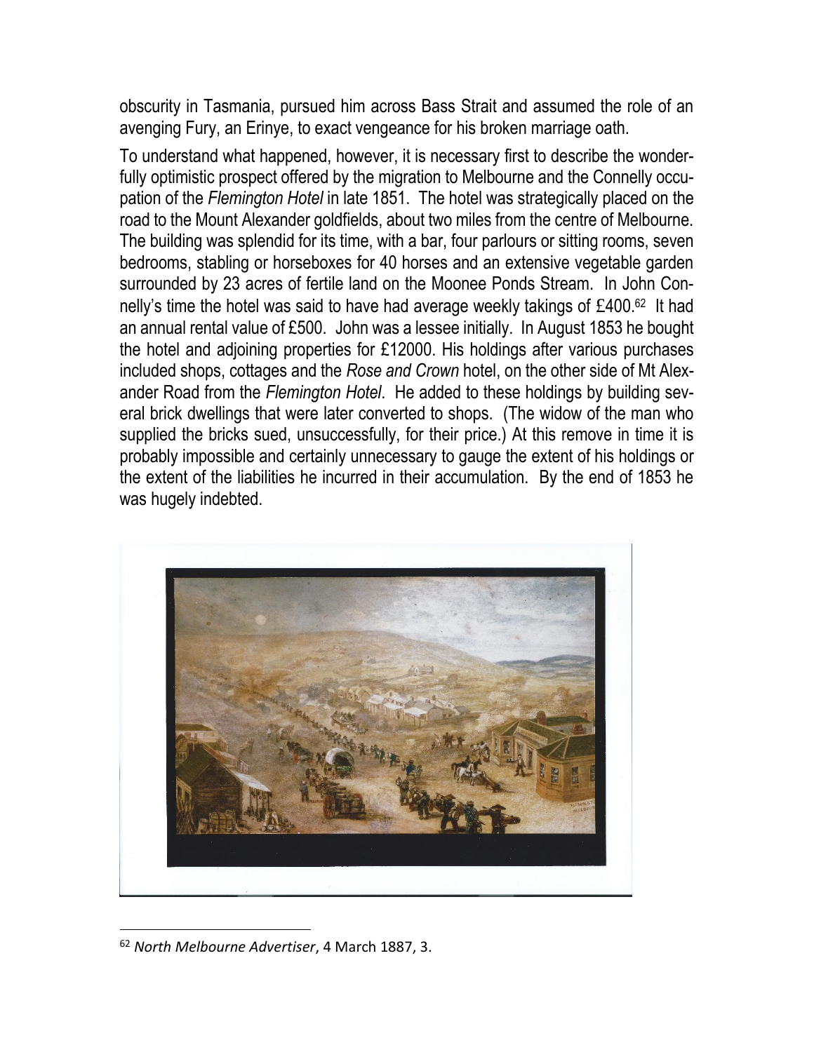obscurity in Tasmania, pursued him across Bass Strait and assumed the role of an avenging Fury, an Erinye, to exact vengeance for his broken marriage oath.

To understand what happened, however, it is necessary first to describe the wonderfully optimistic prospect offered by the migration to Melbourne and the Connelly occupation of the *Flemington Hotel* in late 1851. The hotel was strategically placed on the road to the Mount Alexander goldfields, about two miles from the centre of Melbourne. The building was splendid for its time, with a bar, four parlours or sitting rooms, seven bedrooms, stabling or horseboxes for 40 horses and an extensive vegetable garden surrounded by 23 acres of fertile land on the Moonee Ponds Stream. In John Connelly's time the hotel was said to have had average weekly takings of £400.[62] It had an annual rental value of £500. John was a lessee initially. In August 1853 he bought the hotel and adjoining properties for £12000. His holdings after various purchases included shops, cottages and the *Rose and Crown* hotel, on the other side of Mt Alexander Road from the *Flemington Hotel*. He added to these holdings by building several brick dwellings that were later converted to shops. (The widow of the man who supplied the bricks sued, unsuccessfully, for their price.) At this remove in time it is probably impossible and certainly unnecessary to gauge the extent of his holdings or the extent of the liabilities he incurred in their accumulation. By the end of 1853 he was hugely indebted.

[62] *North Melbourne Advertiser*, 4 March 1887, 3.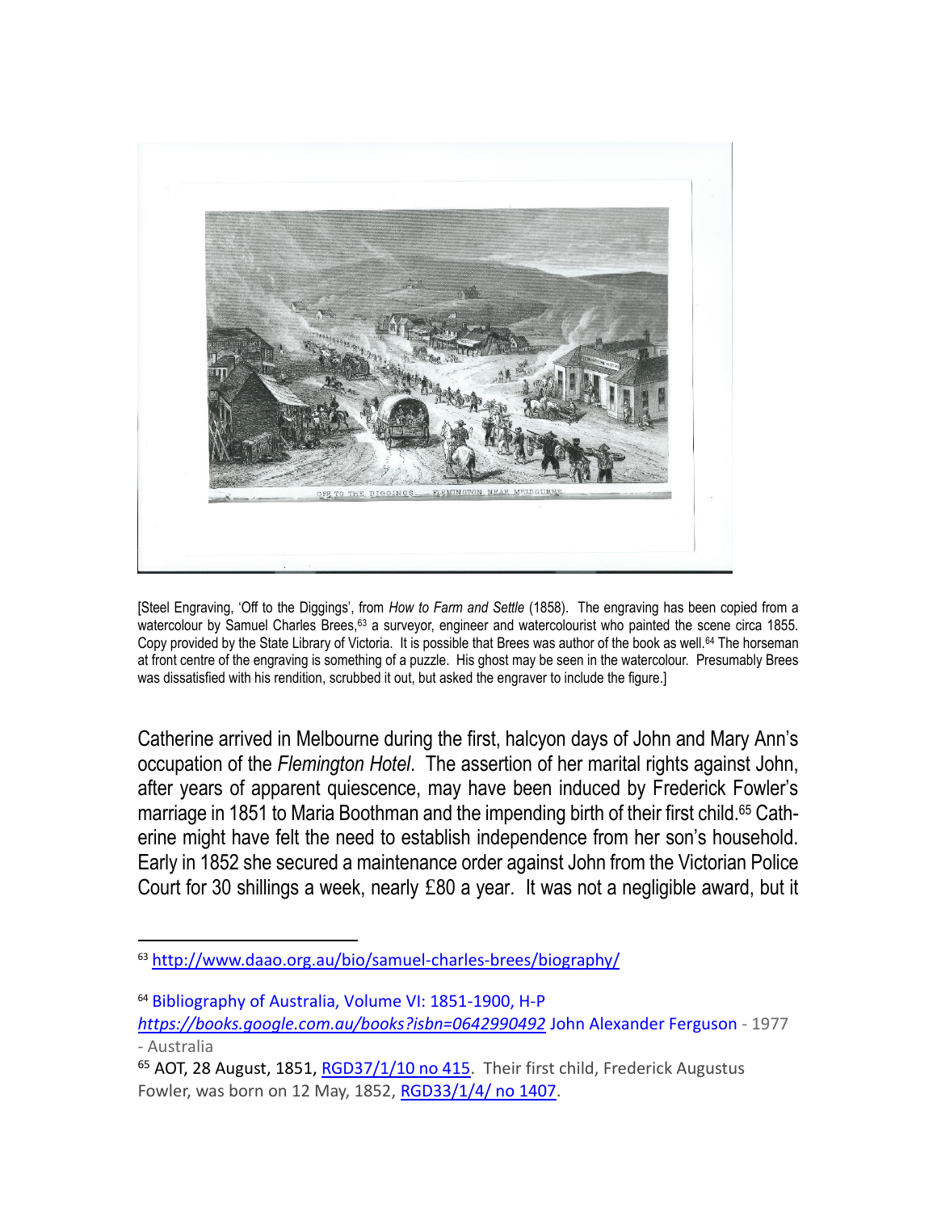[Steel Engraving, 'Off to the Diggings', from *How to Farm and Settle* (1858). The engraving has been copied from a watercolour by Samuel Charles Brees,[63] a surveyor, engineer and watercolourist who painted the scene circa 1855. Copy provided by the State Library of Victoria. It is possible that Brees was author of the book as well.[64] The horseman at front centre of the engraving is something of a puzzle. His ghost may be seen in the watercolour. Presumably Brees was dissatisfied with his rendition, scrubbed it out, but asked the engraver to include the figure.]

Catherine arrived in Melbourne during the first, halcyon days of John and Mary Ann's occupation of the *Flemington Hotel*. The assertion of her marital rights against John, after years of apparent quiescence, may have been induced by Frederick Fowler's marriage in 1851 to Maria Boothman and the impending birth of their first child.[65] Catherine might have felt the need to establish independence from her son's household. Early in 1852 she secured a maintenance order against John from the Victorian Police Court for 30 shillings a week, nearly £80 a year. It was not a negligible award, but it

---

[63] http://www.daao.org.au/bio/samuel-charles-brees/biography/

[64] Bibliography of Australia, Volume VI: 1851-1900, H-P *https://books.google.com.au/books?isbn=0642990492* John Alexander Ferguson - 1977 - Australia

[65] AOT, 28 August, 1851, RGD37/1/10 no 415. Their first child, Frederick Augustus Fowler, was born on 12 May, 1852, RGD33/1/4/ no 1407.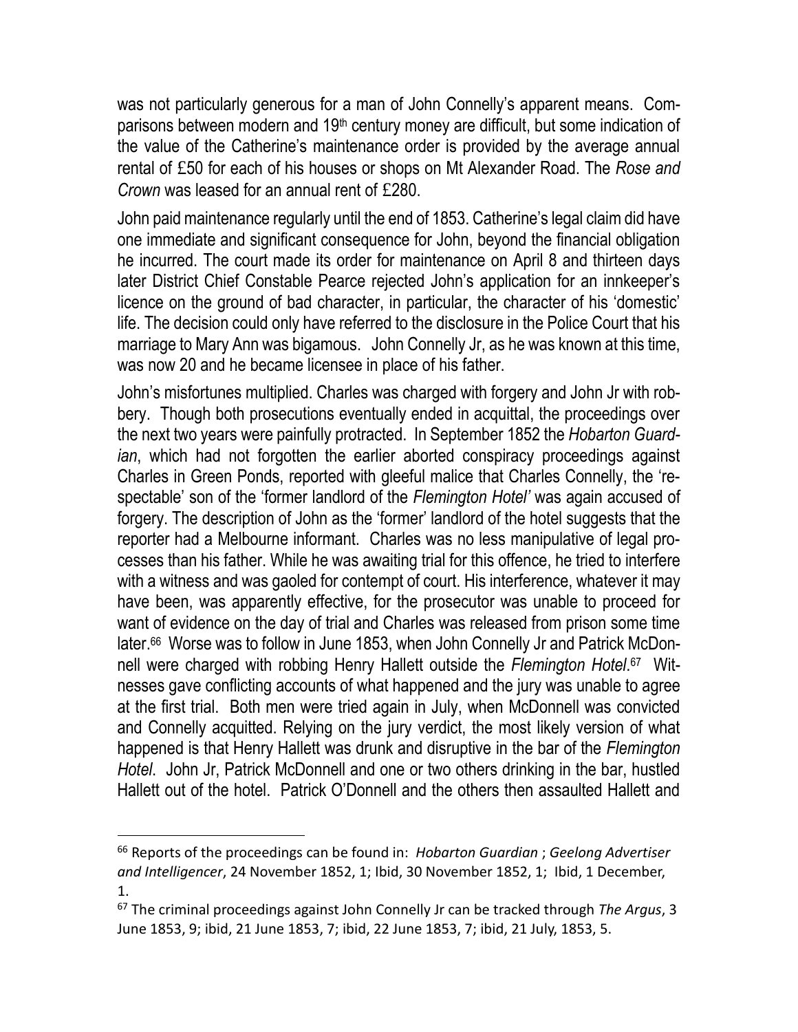was not particularly generous for a man of John Connelly's apparent means. Comparisons between modern and 19th century money are difficult, but some indication of the value of the Catherine's maintenance order is provided by the average annual rental of £50 for each of his houses or shops on Mt Alexander Road. The *Rose and Crown* was leased for an annual rent of £280.

John paid maintenance regularly until the end of 1853. Catherine's legal claim did have one immediate and significant consequence for John, beyond the financial obligation he incurred. The court made its order for maintenance on April 8 and thirteen days later District Chief Constable Pearce rejected John's application for an innkeeper's licence on the ground of bad character, in particular, the character of his 'domestic' life. The decision could only have referred to the disclosure in the Police Court that his marriage to Mary Ann was bigamous. John Connelly Jr, as he was known at this time, was now 20 and he became licensee in place of his father.

John's misfortunes multiplied. Charles was charged with forgery and John Jr with robbery. Though both prosecutions eventually ended in acquittal, the proceedings over the next two years were painfully protracted. In September 1852 the *Hobarton Guardian*, which had not forgotten the earlier aborted conspiracy proceedings against Charles in Green Ponds, reported with gleeful malice that Charles Connelly, the 'respectable' son of the 'former landlord of the *Flemington Hotel'* was again accused of forgery. The description of John as the 'former' landlord of the hotel suggests that the reporter had a Melbourne informant. Charles was no less manipulative of legal processes than his father. While he was awaiting trial for this offence, he tried to interfere with a witness and was gaoled for contempt of court. His interference, whatever it may have been, was apparently effective, for the prosecutor was unable to proceed for want of evidence on the day of trial and Charles was released from prison some time later.[66] Worse was to follow in June 1853, when John Connelly Jr and Patrick McDonnell were charged with robbing Henry Hallett outside the *Flemington Hotel*.[67] Witnesses gave conflicting accounts of what happened and the jury was unable to agree at the first trial. Both men were tried again in July, when McDonnell was convicted and Connelly acquitted. Relying on the jury verdict, the most likely version of what happened is that Henry Hallett was drunk and disruptive in the bar of the *Flemington Hotel*. John Jr, Patrick McDonnell and one or two others drinking in the bar, hustled Hallett out of the hotel. Patrick O'Donnell and the others then assaulted Hallett and

---

[66] Reports of the proceedings can be found in: *Hobarton Guardian* ; *Geelong Advertiser and Intelligencer*, 24 November 1852, 1; Ibid, 30 November 1852, 1; Ibid, 1 December, 1.

[67] The criminal proceedings against John Connelly Jr can be tracked through *The Argus*, 3 June 1853, 9; ibid, 21 June 1853, 7; ibid, 22 June 1853, 7; ibid, 21 July, 1853, 5.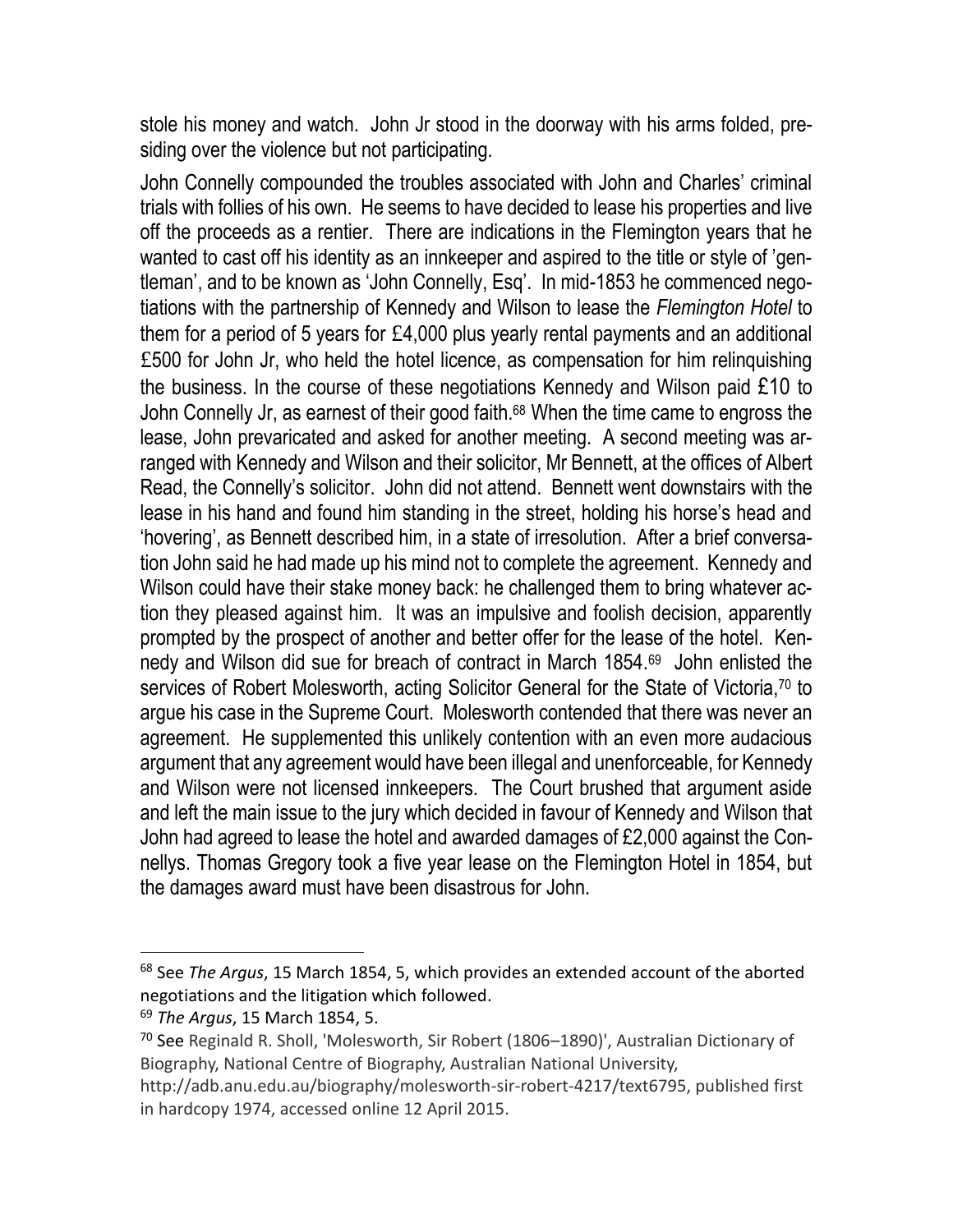stole his money and watch. John Jr stood in the doorway with his arms folded, presiding over the violence but not participating.

John Connelly compounded the troubles associated with John and Charles' criminal trials with follies of his own. He seems to have decided to lease his properties and live off the proceeds as a rentier. There are indications in the Flemington years that he wanted to cast off his identity as an innkeeper and aspired to the title or style of 'gentleman', and to be known as 'John Connelly, Esq'. In mid-1853 he commenced negotiations with the partnership of Kennedy and Wilson to lease the *Flemington Hotel* to them for a period of 5 years for £4,000 plus yearly rental payments and an additional £500 for John Jr, who held the hotel licence, as compensation for him relinquishing the business. In the course of these negotiations Kennedy and Wilson paid £10 to John Connelly Jr, as earnest of their good faith.[68] When the time came to engross the lease, John prevaricated and asked for another meeting. A second meeting was arranged with Kennedy and Wilson and their solicitor, Mr Bennett, at the offices of Albert Read, the Connelly's solicitor. John did not attend. Bennett went downstairs with the lease in his hand and found him standing in the street, holding his horse's head and 'hovering', as Bennett described him, in a state of irresolution. After a brief conversation John said he had made up his mind not to complete the agreement. Kennedy and Wilson could have their stake money back: he challenged them to bring whatever action they pleased against him. It was an impulsive and foolish decision, apparently prompted by the prospect of another and better offer for the lease of the hotel. Kennedy and Wilson did sue for breach of contract in March 1854.[69] John enlisted the services of Robert Molesworth, acting Solicitor General for the State of Victoria,[70] to argue his case in the Supreme Court. Molesworth contended that there was never an agreement. He supplemented this unlikely contention with an even more audacious argument that any agreement would have been illegal and unenforceable, for Kennedy and Wilson were not licensed innkeepers. The Court brushed that argument aside and left the main issue to the jury which decided in favour of Kennedy and Wilson that John had agreed to lease the hotel and awarded damages of £2,000 against the Connellys. Thomas Gregory took a five year lease on the Flemington Hotel in 1854, but the damages award must have been disastrous for John.

---

[68] See *The Argus*, 15 March 1854, 5, which provides an extended account of the aborted negotiations and the litigation which followed.

[69] *The Argus*, 15 March 1854, 5.

[70] See Reginald R. Sholl, 'Molesworth, Sir Robert (1806–1890)', Australian Dictionary of Biography, National Centre of Biography, Australian National University, http://adb.anu.edu.au/biography/molesworth-sir-robert-4217/text6795, published first in hardcopy 1974, accessed online 12 April 2015.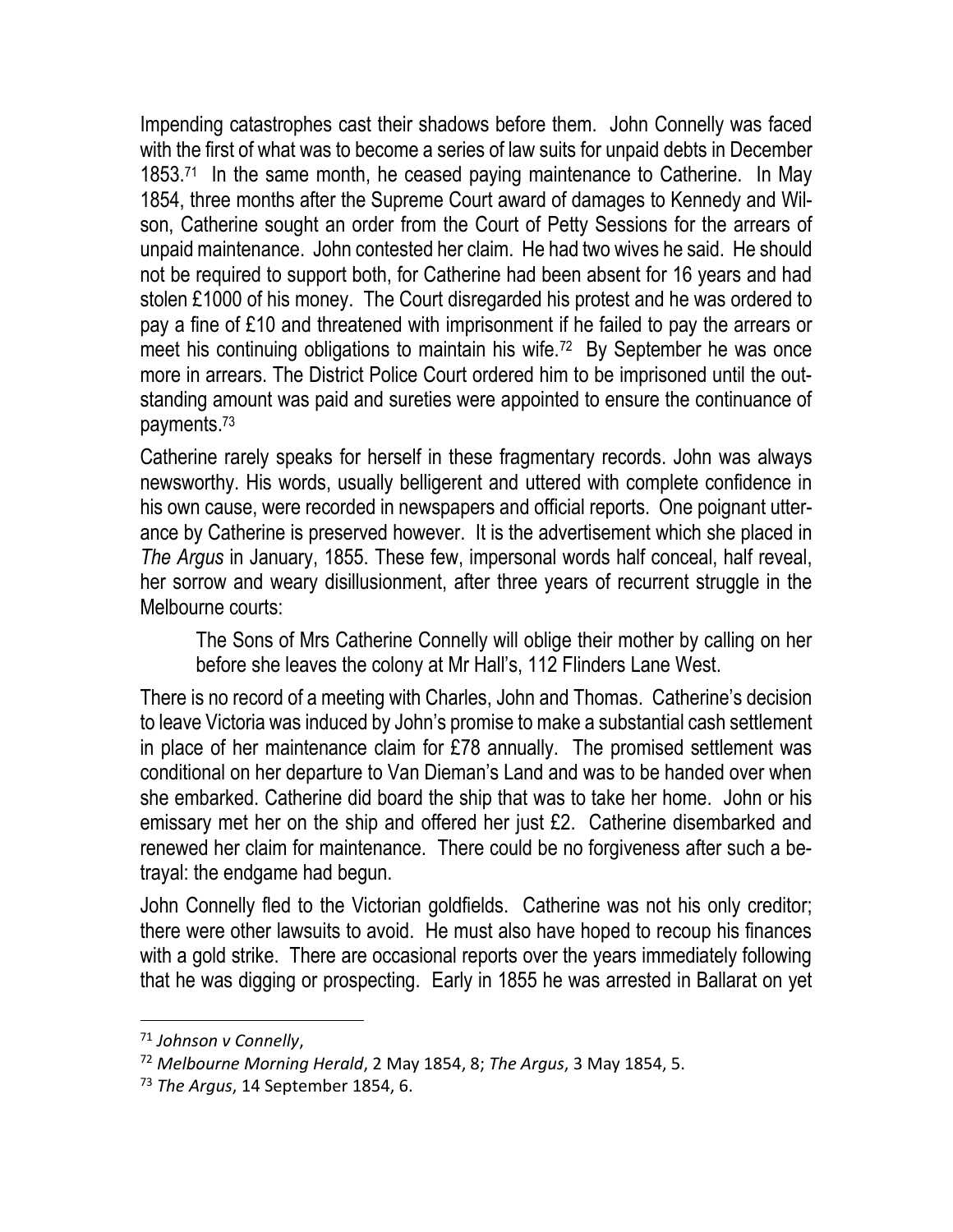Impending catastrophes cast their shadows before them. John Connelly was faced with the first of what was to become a series of law suits for unpaid debts in December 1853.[71] In the same month, he ceased paying maintenance to Catherine. In May 1854, three months after the Supreme Court award of damages to Kennedy and Wilson, Catherine sought an order from the Court of Petty Sessions for the arrears of unpaid maintenance. John contested her claim. He had two wives he said. He should not be required to support both, for Catherine had been absent for 16 years and had stolen £1000 of his money. The Court disregarded his protest and he was ordered to pay a fine of £10 and threatened with imprisonment if he failed to pay the arrears or meet his continuing obligations to maintain his wife.[72] By September he was once more in arrears. The District Police Court ordered him to be imprisoned until the outstanding amount was paid and sureties were appointed to ensure the continuance of payments.[73]

Catherine rarely speaks for herself in these fragmentary records. John was always newsworthy. His words, usually belligerent and uttered with complete confidence in his own cause, were recorded in newspapers and official reports. One poignant utterance by Catherine is preserved however. It is the advertisement which she placed in *The Argus* in January, 1855. These few, impersonal words half conceal, half reveal, her sorrow and weary disillusionment, after three years of recurrent struggle in the Melbourne courts:

> The Sons of Mrs Catherine Connelly will oblige their mother by calling on her before she leaves the colony at Mr Hall's, 112 Flinders Lane West.

There is no record of a meeting with Charles, John and Thomas. Catherine's decision to leave Victoria was induced by John's promise to make a substantial cash settlement in place of her maintenance claim for £78 annually. The promised settlement was conditional on her departure to Van Dieman's Land and was to be handed over when she embarked. Catherine did board the ship that was to take her home. John or his emissary met her on the ship and offered her just £2. Catherine disembarked and renewed her claim for maintenance. There could be no forgiveness after such a betrayal: the endgame had begun.

John Connelly fled to the Victorian goldfields. Catherine was not his only creditor; there were other lawsuits to avoid. He must also have hoped to recoup his finances with a gold strike. There are occasional reports over the years immediately following that he was digging or prospecting. Early in 1855 he was arrested in Ballarat on yet

---

[71] *Johnson v Connelly*,

[72] *Melbourne Morning Herald*, 2 May 1854, 8; *The Argus*, 3 May 1854, 5.

[73] *The Argus*, 14 September 1854, 6.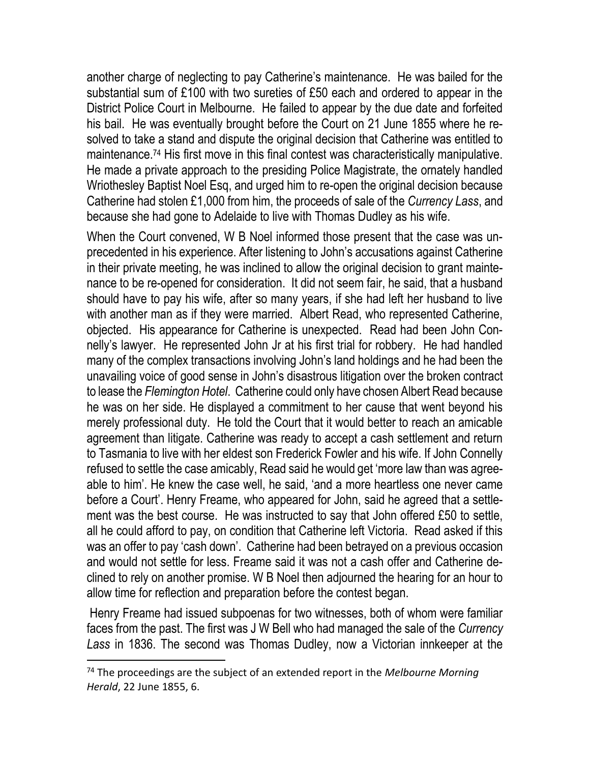another charge of neglecting to pay Catherine's maintenance. He was bailed for the substantial sum of £100 with two sureties of £50 each and ordered to appear in the District Police Court in Melbourne. He failed to appear by the due date and forfeited his bail. He was eventually brought before the Court on 21 June 1855 where he resolved to take a stand and dispute the original decision that Catherine was entitled to maintenance.[74] His first move in this final contest was characteristically manipulative. He made a private approach to the presiding Police Magistrate, the ornately handled Wriothesley Baptist Noel Esq, and urged him to re-open the original decision because Catherine had stolen £1,000 from him, the proceeds of sale of the *Currency Lass*, and because she had gone to Adelaide to live with Thomas Dudley as his wife.

When the Court convened, W B Noel informed those present that the case was unprecedented in his experience. After listening to John's accusations against Catherine in their private meeting, he was inclined to allow the original decision to grant maintenance to be re-opened for consideration. It did not seem fair, he said, that a husband should have to pay his wife, after so many years, if she had left her husband to live with another man as if they were married. Albert Read, who represented Catherine, objected. His appearance for Catherine is unexpected. Read had been John Connelly's lawyer. He represented John Jr at his first trial for robbery. He had handled many of the complex transactions involving John's land holdings and he had been the unavailing voice of good sense in John's disastrous litigation over the broken contract to lease the *Flemington Hotel*. Catherine could only have chosen Albert Read because he was on her side. He displayed a commitment to her cause that went beyond his merely professional duty. He told the Court that it would better to reach an amicable agreement than litigate. Catherine was ready to accept a cash settlement and return to Tasmania to live with her eldest son Frederick Fowler and his wife. If John Connelly refused to settle the case amicably, Read said he would get 'more law than was agreeable to him'. He knew the case well, he said, 'and a more heartless one never came before a Court'. Henry Freame, who appeared for John, said he agreed that a settlement was the best course. He was instructed to say that John offered £50 to settle, all he could afford to pay, on condition that Catherine left Victoria. Read asked if this was an offer to pay 'cash down'. Catherine had been betrayed on a previous occasion and would not settle for less. Freame said it was not a cash offer and Catherine declined to rely on another promise. W B Noel then adjourned the hearing for an hour to allow time for reflection and preparation before the contest began.

Henry Freame had issued subpoenas for two witnesses, both of whom were familiar faces from the past. The first was J W Bell who had managed the sale of the *Currency Lass* in 1836. The second was Thomas Dudley, now a Victorian innkeeper at the

---

[74] The proceedings are the subject of an extended report in the *Melbourne Morning Herald*, 22 June 1855, 6.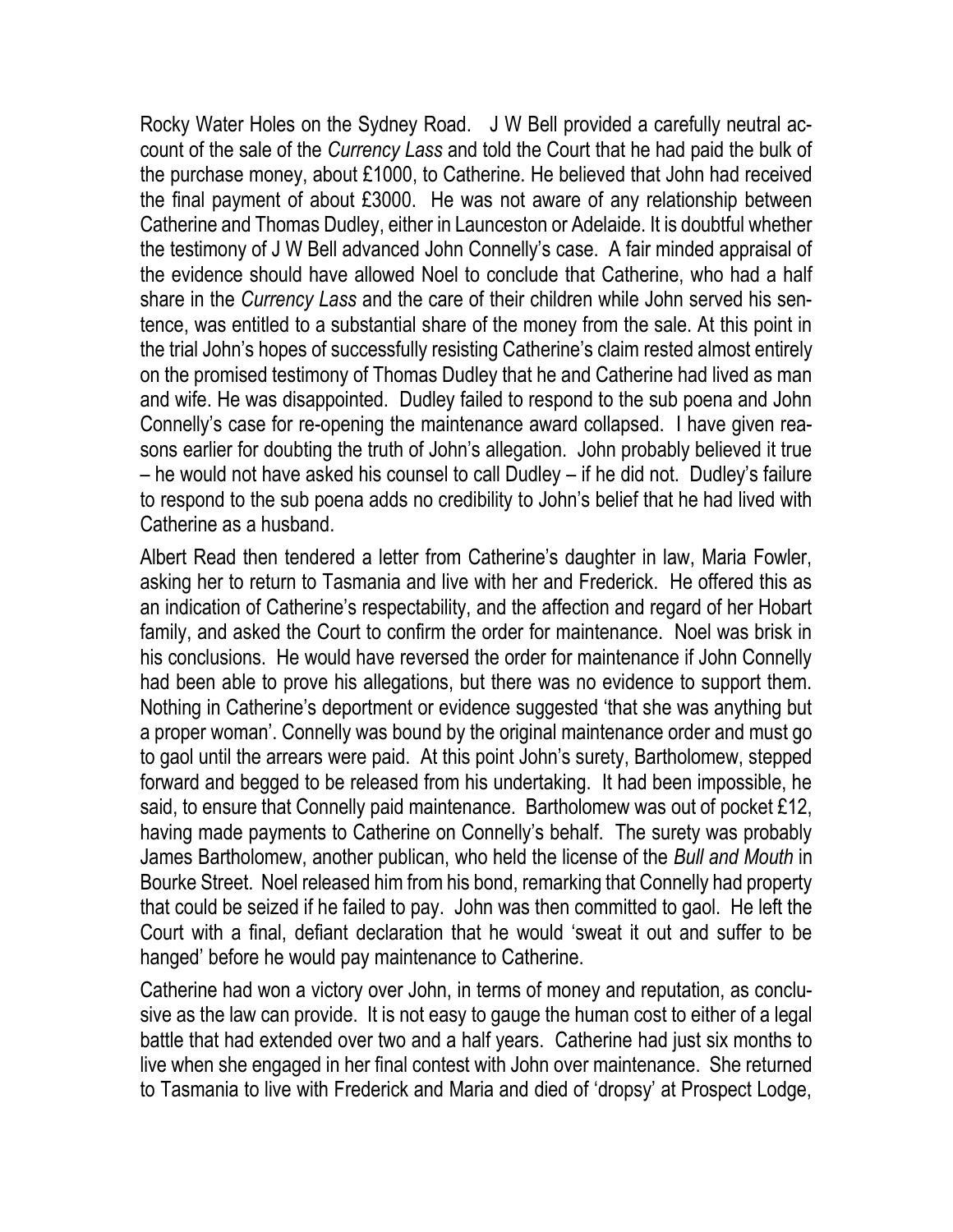Rocky Water Holes on the Sydney Road. J W Bell provided a carefully neutral account of the sale of the *Currency Lass* and told the Court that he had paid the bulk of the purchase money, about £1000, to Catherine. He believed that John had received the final payment of about £3000. He was not aware of any relationship between Catherine and Thomas Dudley, either in Launceston or Adelaide. It is doubtful whether the testimony of J W Bell advanced John Connelly's case. A fair minded appraisal of the evidence should have allowed Noel to conclude that Catherine, who had a half share in the *Currency Lass* and the care of their children while John served his sentence, was entitled to a substantial share of the money from the sale. At this point in the trial John's hopes of successfully resisting Catherine's claim rested almost entirely on the promised testimony of Thomas Dudley that he and Catherine had lived as man and wife. He was disappointed. Dudley failed to respond to the sub poena and John Connelly's case for re-opening the maintenance award collapsed. I have given reasons earlier for doubting the truth of John's allegation. John probably believed it true – he would not have asked his counsel to call Dudley – if he did not. Dudley's failure to respond to the sub poena adds no credibility to John's belief that he had lived with Catherine as a husband.

Albert Read then tendered a letter from Catherine's daughter in law, Maria Fowler, asking her to return to Tasmania and live with her and Frederick. He offered this as an indication of Catherine's respectability, and the affection and regard of her Hobart family, and asked the Court to confirm the order for maintenance. Noel was brisk in his conclusions. He would have reversed the order for maintenance if John Connelly had been able to prove his allegations, but there was no evidence to support them. Nothing in Catherine's deportment or evidence suggested 'that she was anything but a proper woman'. Connelly was bound by the original maintenance order and must go to gaol until the arrears were paid. At this point John's surety, Bartholomew, stepped forward and begged to be released from his undertaking. It had been impossible, he said, to ensure that Connelly paid maintenance. Bartholomew was out of pocket £12, having made payments to Catherine on Connelly's behalf. The surety was probably James Bartholomew, another publican, who held the license of the *Bull and Mouth* in Bourke Street. Noel released him from his bond, remarking that Connelly had property that could be seized if he failed to pay. John was then committed to gaol. He left the Court with a final, defiant declaration that he would 'sweat it out and suffer to be hanged' before he would pay maintenance to Catherine.

Catherine had won a victory over John, in terms of money and reputation, as conclusive as the law can provide. It is not easy to gauge the human cost to either of a legal battle that had extended over two and a half years. Catherine had just six months to live when she engaged in her final contest with John over maintenance. She returned to Tasmania to live with Frederick and Maria and died of 'dropsy' at Prospect Lodge,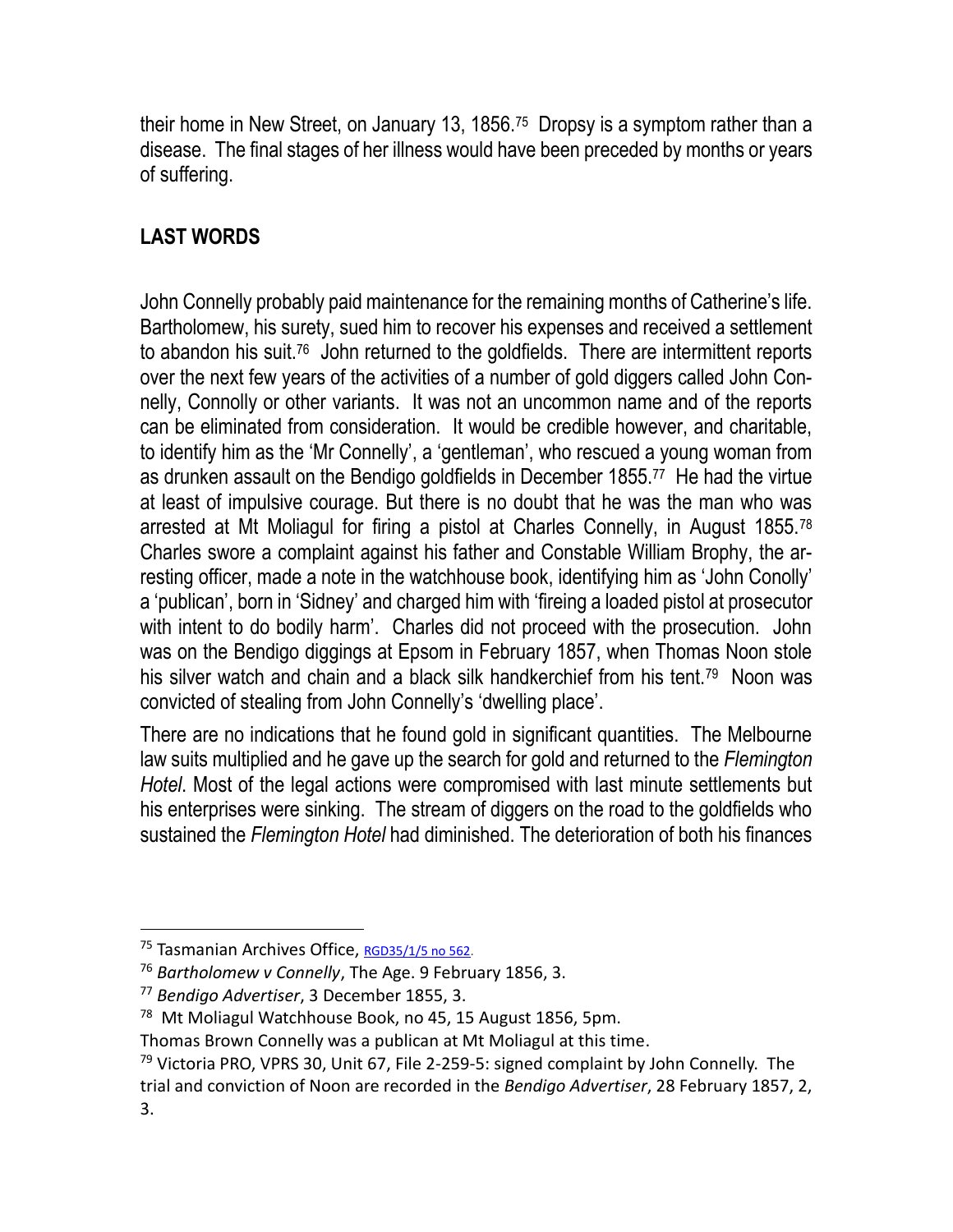their home in New Street, on January 13, 1856.[75] Dropsy is a symptom rather than a disease. The final stages of her illness would have been preceded by months or years of suffering.

## LAST WORDS

John Connelly probably paid maintenance for the remaining months of Catherine's life. Bartholomew, his surety, sued him to recover his expenses and received a settlement to abandon his suit.[76] John returned to the goldfields. There are intermittent reports over the next few years of the activities of a number of gold diggers called John Connelly, Connolly or other variants. It was not an uncommon name and of the reports can be eliminated from consideration. It would be credible however, and charitable, to identify him as the 'Mr Connelly', a 'gentleman', who rescued a young woman from as drunken assault on the Bendigo goldfields in December 1855.[77] He had the virtue at least of impulsive courage. But there is no doubt that he was the man who was arrested at Mt Moliagul for firing a pistol at Charles Connelly, in August 1855.[78] Charles swore a complaint against his father and Constable William Brophy, the arresting officer, made a note in the watchhouse book, identifying him as 'John Conolly' a 'publican', born in 'Sidney' and charged him with 'fireing a loaded pistol at prosecutor with intent to do bodily harm'. Charles did not proceed with the prosecution. John was on the Bendigo diggings at Epsom in February 1857, when Thomas Noon stole his silver watch and chain and a black silk handkerchief from his tent.[79] Noon was convicted of stealing from John Connelly's 'dwelling place'.

There are no indications that he found gold in significant quantities. The Melbourne law suits multiplied and he gave up the search for gold and returned to the *Flemington Hotel*. Most of the legal actions were compromised with last minute settlements but his enterprises were sinking. The stream of diggers on the road to the goldfields who sustained the *Flemington Hotel* had diminished. The deterioration of both his finances

---

[75] Tasmanian Archives Office, RGD35/1/5 no 562.

[76] *Bartholomew v Connelly*, The Age. 9 February 1856, 3.

[77] *Bendigo Advertiser*, 3 December 1855, 3.

[78] Mt Moliagul Watchhouse Book, no 45, 15 August 1856, 5pm.
Thomas Brown Connelly was a publican at Mt Moliagul at this time.

[79] Victoria PRO, VPRS 30, Unit 67, File 2-259-5: signed complaint by John Connelly. The trial and conviction of Noon are recorded in the *Bendigo Advertiser*, 28 February 1857, 2, 3.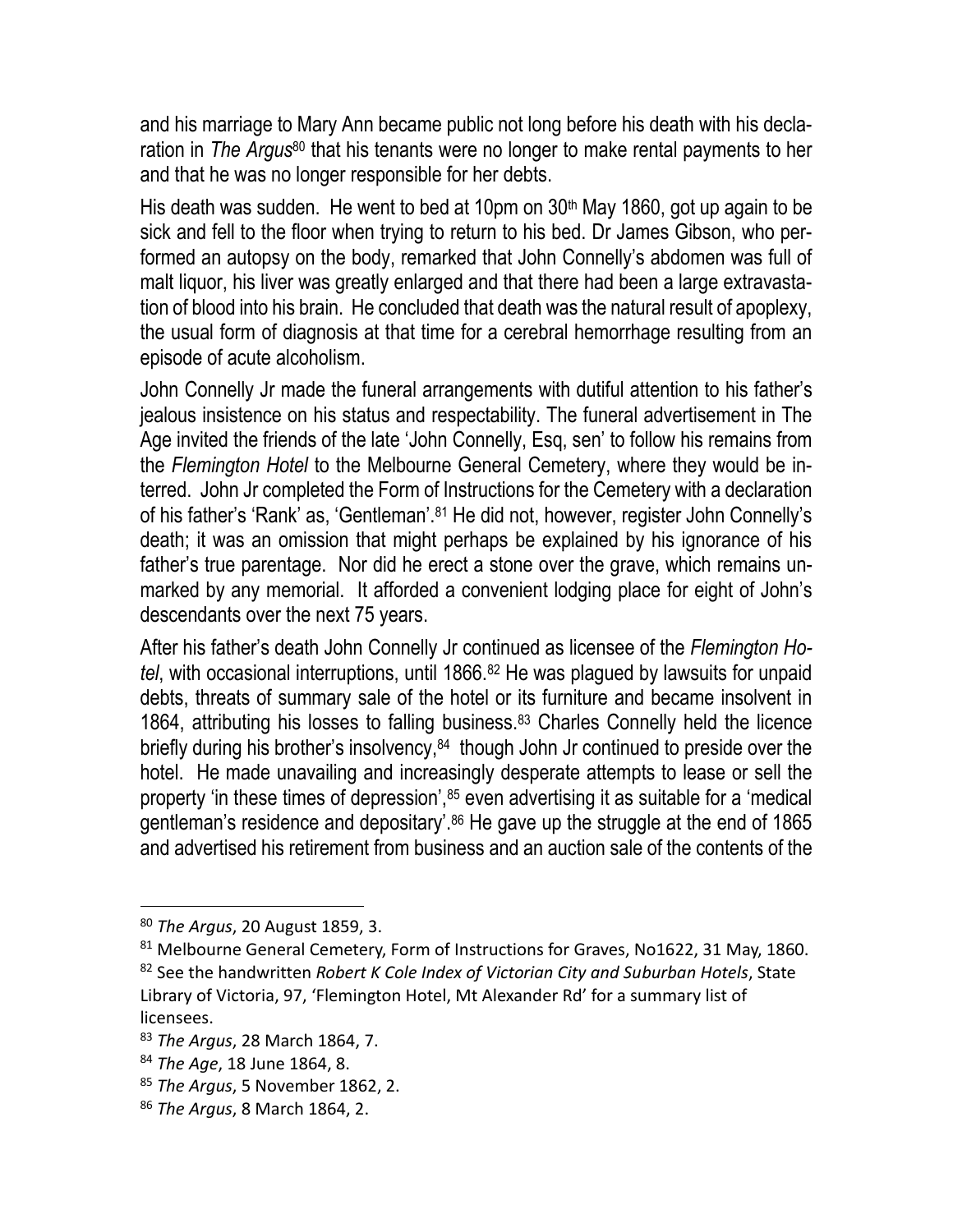and his marriage to Mary Ann became public not long before his death with his declaration in *The Argus*[80] that his tenants were no longer to make rental payments to her and that he was no longer responsible for her debts.

His death was sudden. He went to bed at 10pm on 30th May 1860, got up again to be sick and fell to the floor when trying to return to his bed. Dr James Gibson, who performed an autopsy on the body, remarked that John Connelly's abdomen was full of malt liquor, his liver was greatly enlarged and that there had been a large extravastation of blood into his brain. He concluded that death was the natural result of apoplexy, the usual form of diagnosis at that time for a cerebral hemorrhage resulting from an episode of acute alcoholism.

John Connelly Jr made the funeral arrangements with dutiful attention to his father's jealous insistence on his status and respectability. The funeral advertisement in The Age invited the friends of the late 'John Connelly, Esq, sen' to follow his remains from the *Flemington Hotel* to the Melbourne General Cemetery, where they would be interred. John Jr completed the Form of Instructions for the Cemetery with a declaration of his father's 'Rank' as, 'Gentleman'.[81] He did not, however, register John Connelly's death; it was an omission that might perhaps be explained by his ignorance of his father's true parentage. Nor did he erect a stone over the grave, which remains unmarked by any memorial. It afforded a convenient lodging place for eight of John's descendants over the next 75 years.

After his father's death John Connelly Jr continued as licensee of the *Flemington Hotel*, with occasional interruptions, until 1866.[82] He was plagued by lawsuits for unpaid debts, threats of summary sale of the hotel or its furniture and became insolvent in 1864, attributing his losses to falling business.[83] Charles Connelly held the licence briefly during his brother's insolvency,[84] though John Jr continued to preside over the hotel. He made unavailing and increasingly desperate attempts to lease or sell the property 'in these times of depression',[85] even advertising it as suitable for a 'medical gentleman's residence and depositary'.[86] He gave up the struggle at the end of 1865 and advertised his retirement from business and an auction sale of the contents of the

---

[80] *The Argus*, 20 August 1859, 3.

[81] Melbourne General Cemetery, Form of Instructions for Graves, No1622, 31 May, 1860.

[82] See the handwritten *Robert K Cole Index of Victorian City and Suburban Hotels*, State Library of Victoria, 97, 'Flemington Hotel, Mt Alexander Rd' for a summary list of licensees.

[83] *The Argus*, 28 March 1864, 7.

[84] *The Age*, 18 June 1864, 8.

[85] *The Argus*, 5 November 1862, 2.

[86] *The Argus*, 8 March 1864, 2.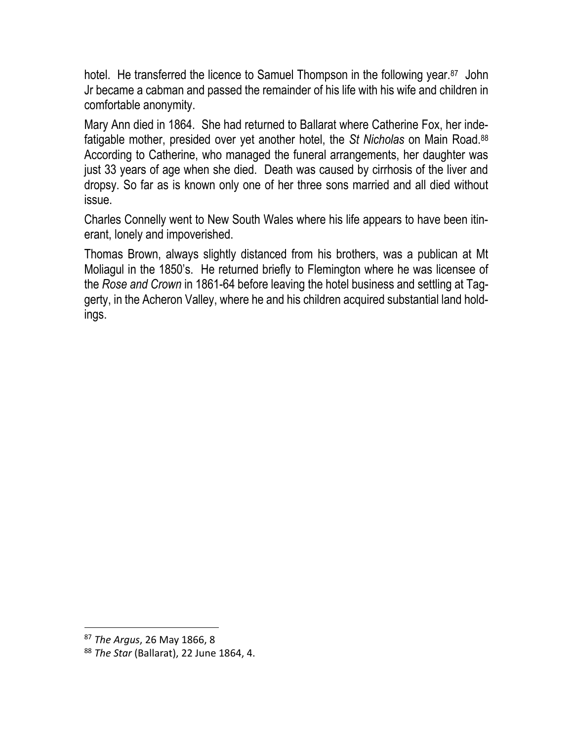hotel. He transferred the licence to Samuel Thompson in the following year.[87] John Jr became a cabman and passed the remainder of his life with his wife and children in comfortable anonymity.

Mary Ann died in 1864. She had returned to Ballarat where Catherine Fox, her indefatigable mother, presided over yet another hotel, the *St Nicholas* on Main Road.[88] According to Catherine, who managed the funeral arrangements, her daughter was just 33 years of age when she died. Death was caused by cirrhosis of the liver and dropsy. So far as is known only one of her three sons married and all died without issue.

Charles Connelly went to New South Wales where his life appears to have been itinerant, lonely and impoverished.

Thomas Brown, always slightly distanced from his brothers, was a publican at Mt Moliagul in the 1850's. He returned briefly to Flemington where he was licensee of the *Rose and Crown* in 1861-64 before leaving the hotel business and settling at Taggerty, in the Acheron Valley, where he and his children acquired substantial land holdings.

[87] *The Argus*, 26 May 1866, 8

[88] *The Star* (Ballarat), 22 June 1864, 4.